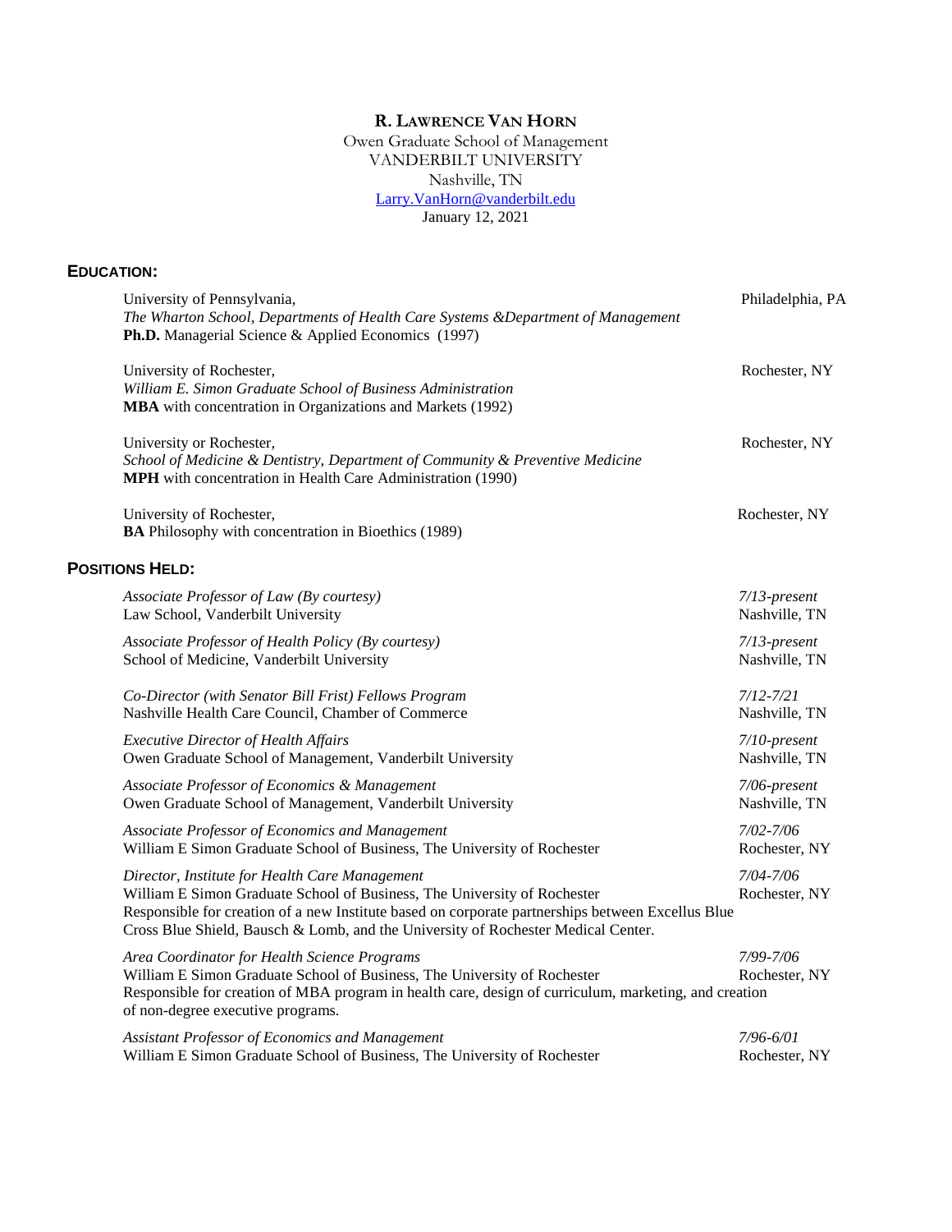# R. Lawrence Van Horn

Owen Graduate School of Management
VANDERBILT UNIVERSITY
Nashville, TN
Larry.VanHorn@vanderbilt.edu
January 12, 2021

## Education:

University of Pennsylvania, — Philadelphia, PA
*The Wharton School, Departments of Health Care Systems &Department of Management*
**Ph.D.** Managerial Science & Applied Economics (1997)

University of Rochester, — Rochester, NY
*William E. Simon Graduate School of Business Administration*
**MBA** with concentration in Organizations and Markets (1992)

University or Rochester, — Rochester, NY
*School of Medicine & Dentistry, Department of Community & Preventive Medicine*
**MPH** with concentration in Health Care Administration (1990)

University of Rochester, — Rochester, NY
**BA** Philosophy with concentration in Bioethics (1989)

## Positions Held:

*Associate Professor of Law (By courtesy)* — *7/13-present*
Law School, Vanderbilt University — Nashville, TN

*Associate Professor of Health Policy (By courtesy)* — *7/13-present*
School of Medicine, Vanderbilt University — Nashville, TN

*Co-Director (with Senator Bill Frist) Fellows Program* — *7/12-7/21*
Nashville Health Care Council, Chamber of Commerce — Nashville, TN

*Executive Director of Health Affairs* — *7/10-present*
Owen Graduate School of Management, Vanderbilt University — Nashville, TN

*Associate Professor of Economics & Management* — *7/06-present*
Owen Graduate School of Management, Vanderbilt University — Nashville, TN

*Associate Professor of Economics and Management* — *7/02-7/06*
William E Simon Graduate School of Business, The University of Rochester — Rochester, NY

*Director, Institute for Health Care Management* — *7/04-7/06*
William E Simon Graduate School of Business, The University of Rochester — Rochester, NY
Responsible for creation of a new Institute based on corporate partnerships between Excellus Blue Cross Blue Shield, Bausch & Lomb, and the University of Rochester Medical Center.

*Area Coordinator for Health Science Programs* — *7/99-7/06*
William E Simon Graduate School of Business, The University of Rochester — Rochester, NY
Responsible for creation of MBA program in health care, design of curriculum, marketing, and creation of non-degree executive programs.

*Assistant Professor of Economics and Management* — *7/96-6/01*
William E Simon Graduate School of Business, The University of Rochester — Rochester, NY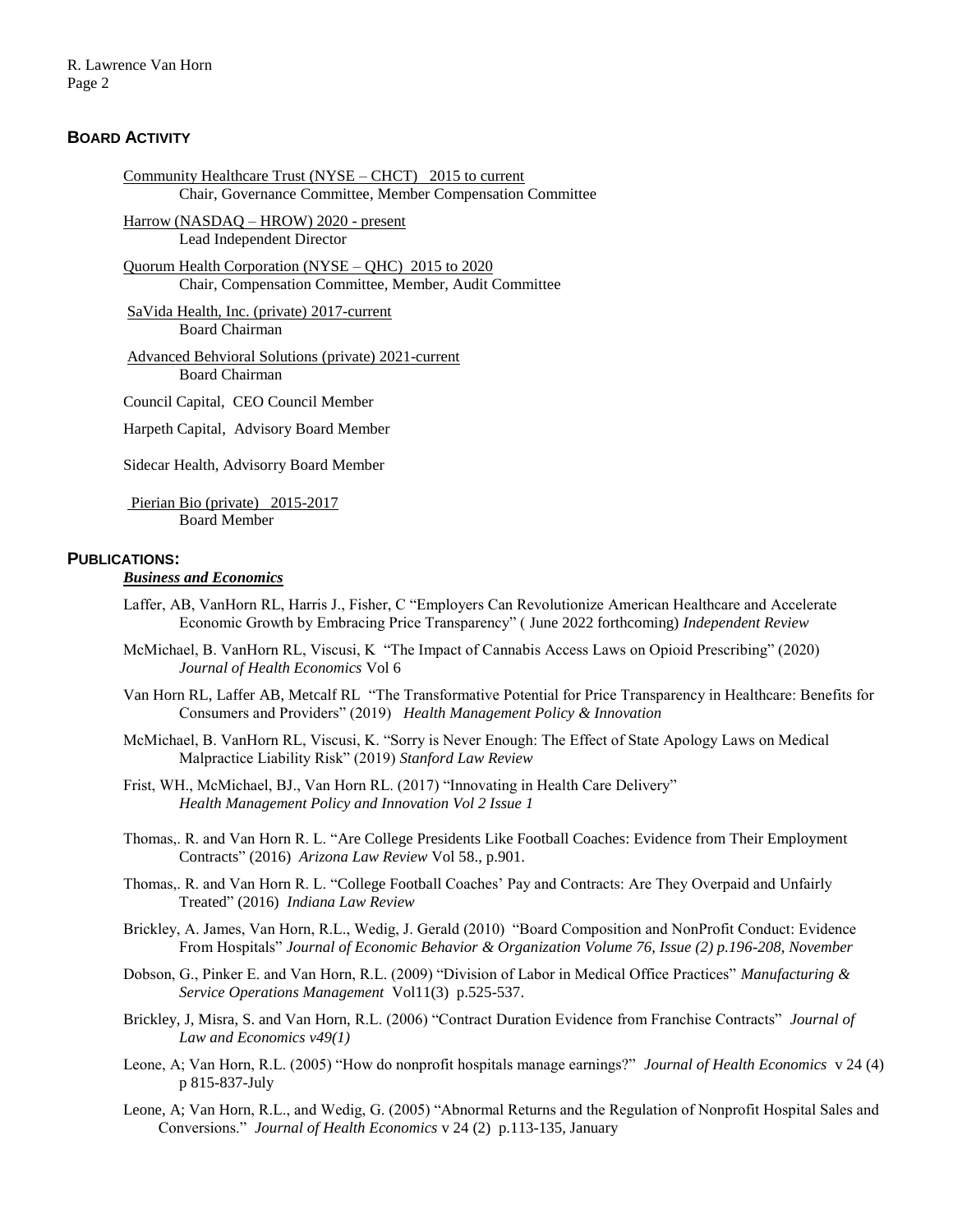## BOARD ACTIVITY

Community Healthcare Trust (NYSE – CHCT) 2015 to current
Chair, Governance Committee, Member Compensation Committee

Harrow (NASDAQ – HROW) 2020 - present
Lead Independent Director

Quorum Health Corporation (NYSE – QHC) 2015 to 2020
Chair, Compensation Committee, Member, Audit Committee

SaVida Health, Inc. (private) 2017-current
Board Chairman

Advanced Behvioral Solutions (private) 2021-current
Board Chairman

Council Capital, CEO Council Member

Harpeth Capital, Advisory Board Member

Sidecar Health, Advisorry Board Member

Pierian Bio (private) 2015-2017
Board Member

## PUBLICATIONS:

### *Business and Economics*

Laffer, AB, VanHorn RL, Harris J., Fisher, C "Employers Can Revolutionize American Healthcare and Accelerate Economic Growth by Embracing Price Transparency" ( June 2022 forthcoming) *Independent Review*

McMichael, B. VanHorn RL, Viscusi, K "The Impact of Cannabis Access Laws on Opioid Prescribing" (2020) *Journal of Health Economics* Vol 6

Van Horn RL, Laffer AB, Metcalf RL "The Transformative Potential for Price Transparency in Healthcare: Benefits for Consumers and Providers" (2019) *Health Management Policy & Innovation*

McMichael, B. VanHorn RL, Viscusi, K. "Sorry is Never Enough: The Effect of State Apology Laws on Medical Malpractice Liability Risk" (2019) *Stanford Law Review*

Frist, WH., McMichael, BJ., Van Horn RL. (2017) "Innovating in Health Care Delivery" *Health Management Policy and Innovation Vol 2 Issue 1*

Thomas,. R. and Van Horn R. L. "Are College Presidents Like Football Coaches: Evidence from Their Employment Contracts" (2016) *Arizona Law Review* Vol 58., p.901.

Thomas,. R. and Van Horn R. L. "College Football Coaches' Pay and Contracts: Are They Overpaid and Unfairly Treated" (2016) *Indiana Law Review*

Brickley, A. James, Van Horn, R.L., Wedig, J. Gerald (2010) "Board Composition and NonProfit Conduct: Evidence From Hospitals" *Journal of Economic Behavior & Organization Volume 76, Issue (2) p.196-208, November*

Dobson, G., Pinker E. and Van Horn, R.L. (2009) "Division of Labor in Medical Office Practices" *Manufacturing & Service Operations Management* Vol11(3) p.525-537.

Brickley, J, Misra, S. and Van Horn, R.L. (2006) "Contract Duration Evidence from Franchise Contracts" *Journal of Law and Economics v49(1)*

Leone, A; Van Horn, R.L. (2005) "How do nonprofit hospitals manage earnings?" *Journal of Health Economics* v 24 (4) p 815-837-July

Leone, A; Van Horn, R.L., and Wedig, G. (2005) "Abnormal Returns and the Regulation of Nonprofit Hospital Sales and Conversions." *Journal of Health Economics* v 24 (2) p.113-135, January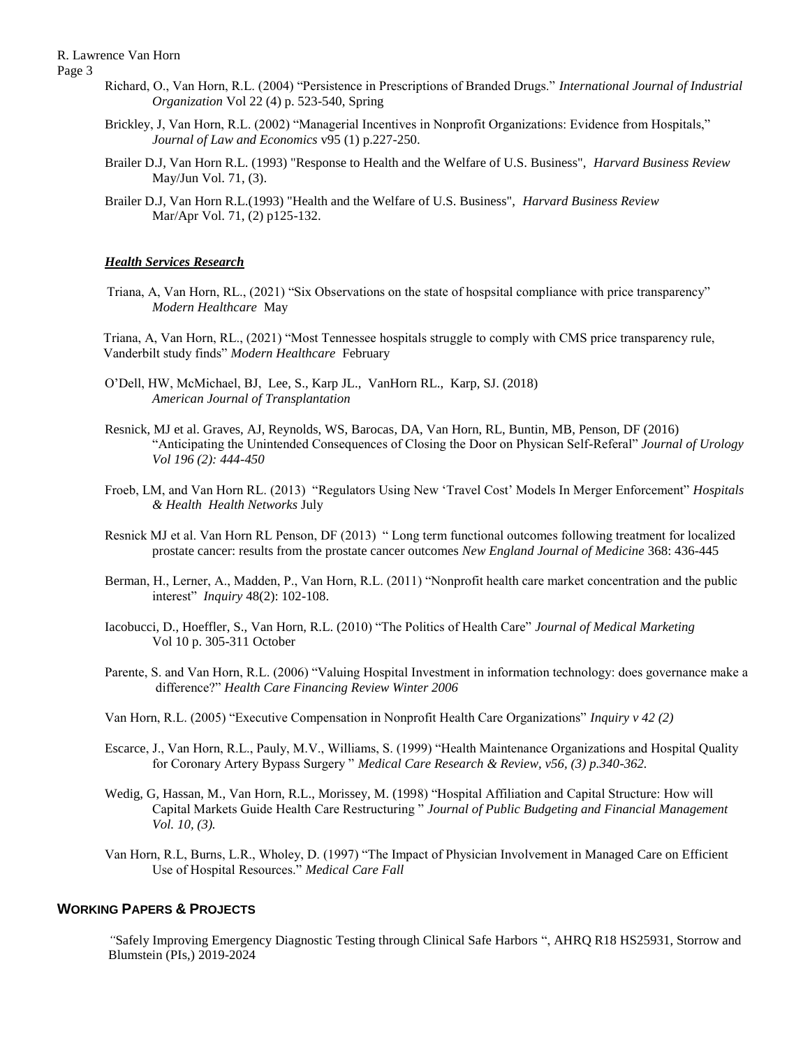Richard, O., Van Horn, R.L. (2004) "Persistence in Prescriptions of Branded Drugs." *International Journal of Industrial Organization* Vol 22 (4) p. 523-540, Spring

Brickley, J, Van Horn, R.L. (2002) "Managerial Incentives in Nonprofit Organizations: Evidence from Hospitals," *Journal of Law and Economics* v95 (1) p.227-250.

Brailer D.J, Van Horn R.L. (1993) "Response to Health and the Welfare of U.S. Business", *Harvard Business Review* May/Jun Vol. 71, (3).

Brailer D.J, Van Horn R.L.(1993) "Health and the Welfare of U.S. Business", *Harvard Business Review* Mar/Apr Vol. 71, (2) p125-132.

***Health Services Research***

Triana, A, Van Horn, RL., (2021) "Six Observations on the state of hospsital compliance with price transparency" *Modern Healthcare* May

Triana, A, Van Horn, RL., (2021) "Most Tennessee hospitals struggle to comply with CMS price transparency rule, Vanderbilt study finds" *Modern Healthcare* February

O'Dell, HW, McMichael, BJ, Lee, S., Karp JL., VanHorn RL., Karp, SJ. (2018) *American Journal of Transplantation*

Resnick, MJ et al. Graves, AJ, Reynolds, WS, Barocas, DA, Van Horn, RL, Buntin, MB, Penson, DF (2016) "Anticipating the Unintended Consequences of Closing the Door on Physican Self-Referal" *Journal of Urology Vol 196 (2): 444-450*

Froeb, LM, and Van Horn RL. (2013) "Regulators Using New 'Travel Cost' Models In Merger Enforcement" *Hospitals & Health Health Networks* July

Resnick MJ et al. Van Horn RL Penson, DF (2013) " Long term functional outcomes following treatment for localized prostate cancer: results from the prostate cancer outcomes *New England Journal of Medicine* 368: 436-445

Berman, H., Lerner, A., Madden, P., Van Horn, R.L. (2011) "Nonprofit health care market concentration and the public interest" *Inquiry* 48(2): 102-108.

Iacobucci, D., Hoeffler, S., Van Horn, R.L. (2010) "The Politics of Health Care" *Journal of Medical Marketing* Vol 10 p. 305-311 October

Parente, S. and Van Horn, R.L. (2006) "Valuing Hospital Investment in information technology: does governance make a difference?" *Health Care Financing Review Winter 2006*

Van Horn, R.L. (2005) "Executive Compensation in Nonprofit Health Care Organizations" *Inquiry v 42 (2)*

Escarce, J., Van Horn, R.L., Pauly, M.V., Williams, S. (1999) "Health Maintenance Organizations and Hospital Quality for Coronary Artery Bypass Surgery " *Medical Care Research & Review, v56, (3) p.340-362.*

Wedig, G, Hassan, M., Van Horn, R.L., Morissey, M. (1998) "Hospital Affiliation and Capital Structure: How will Capital Markets Guide Health Care Restructuring " *Journal of Public Budgeting and Financial Management Vol. 10, (3).*

Van Horn, R.L, Burns, L.R., Wholey, D. (1997) "The Impact of Physician Involvement in Managed Care on Efficient Use of Hospital Resources." *Medical Care Fall*

## WORKING PAPERS & PROJECTS

"Safely Improving Emergency Diagnostic Testing through Clinical Safe Harbors ", AHRQ R18 HS25931, Storrow and Blumstein (PIs,) 2019-2024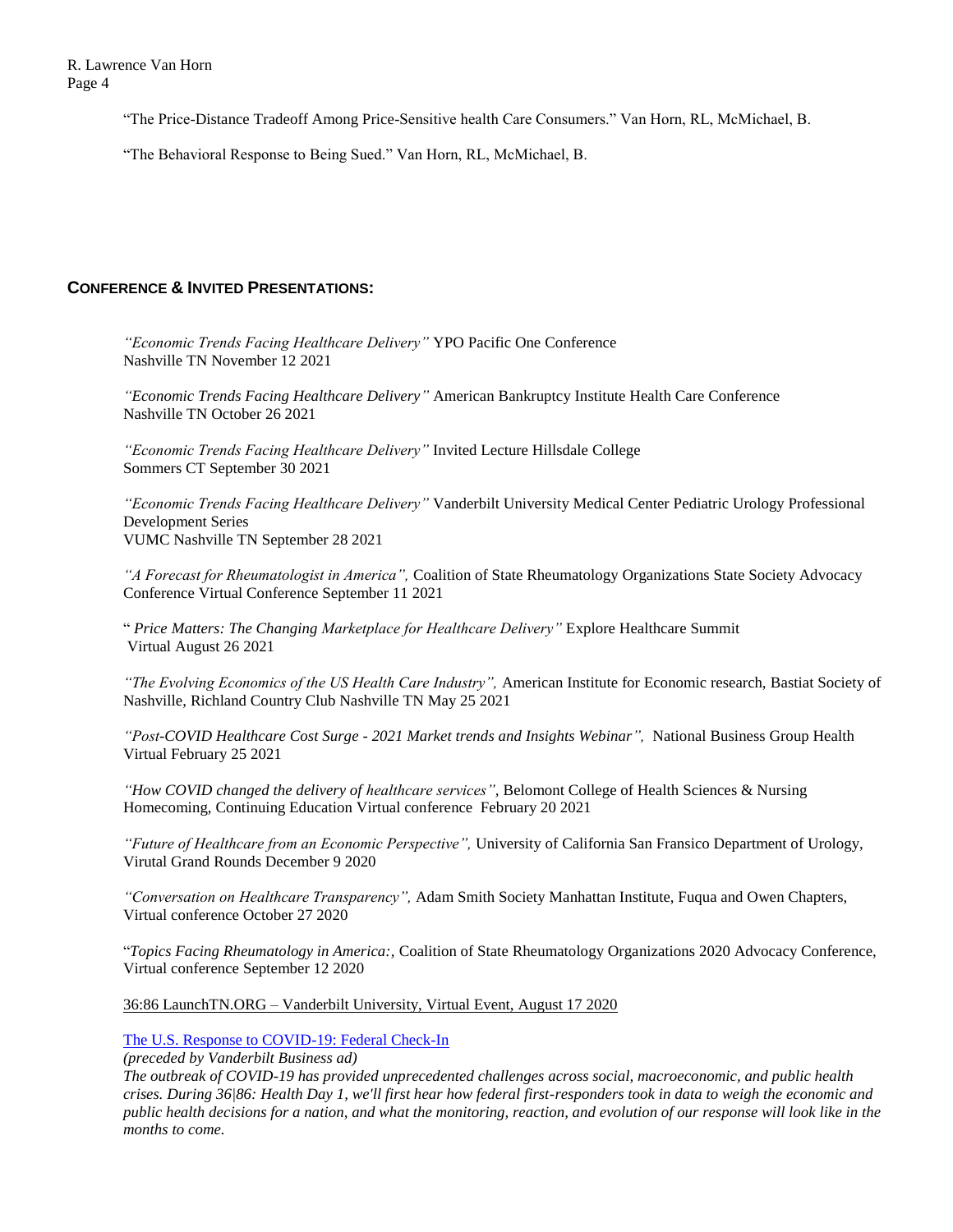"The Price-Distance Tradeoff Among Price-Sensitive health Care Consumers." Van Horn, RL, McMichael, B.

"The Behavioral Response to Being Sued." Van Horn, RL, McMichael, B.

## CONFERENCE & INVITED PRESENTATIONS:

*"Economic Trends Facing Healthcare Delivery"* YPO Pacific One Conference
Nashville TN November 12 2021

*"Economic Trends Facing Healthcare Delivery"* American Bankruptcy Institute Health Care Conference
Nashville TN October 26 2021

*"Economic Trends Facing Healthcare Delivery"* Invited Lecture Hillsdale College
Sommers CT September 30 2021

*"Economic Trends Facing Healthcare Delivery"* Vanderbilt University Medical Center Pediatric Urology Professional Development Series
VUMC Nashville TN September 28 2021

*"A Forecast for Rheumatologist in America",* Coalition of State Rheumatology Organizations State Society Advocacy Conference Virtual Conference September 11 2021

" *Price Matters: The Changing Marketplace for Healthcare Delivery"* Explore Healthcare Summit
Virtual August 26 2021

*"The Evolving Economics of the US Health Care Industry",* American Institute for Economic research, Bastiat Society of Nashville, Richland Country Club Nashville TN May 25 2021

*"Post-COVID Healthcare Cost Surge - 2021 Market trends and Insights Webinar",* National Business Group Health
Virtual February 25 2021

*"How COVID changed the delivery of healthcare services"*, Belomont College of Health Sciences & Nursing Homecoming, Continuing Education Virtual conference February 20 2021

*"Future of Healthcare from an Economic Perspective",* University of California San Fransico Department of Urology, Virutal Grand Rounds December 9 2020

*"Conversation on Healthcare Transparency",* Adam Smith Society Manhattan Institute, Fuqua and Owen Chapters, Virtual conference October 27 2020

"*Topics Facing Rheumatology in America:,* Coalition of State Rheumatology Organizations 2020 Advocacy Conference, Virtual conference September 12 2020

36:86 LaunchTN.ORG – Vanderbilt University, Virtual Event, August 17 2020

The U.S. Response to COVID-19: Federal Check-In

*(preceded by Vanderbilt Business ad)*

*The outbreak of COVID-19 has provided unprecedented challenges across social, macroeconomic, and public health crises. During 36|86: Health Day 1, we'll first hear how federal first-responders took in data to weigh the economic and public health decisions for a nation, and what the monitoring, reaction, and evolution of our response will look like in the months to come.*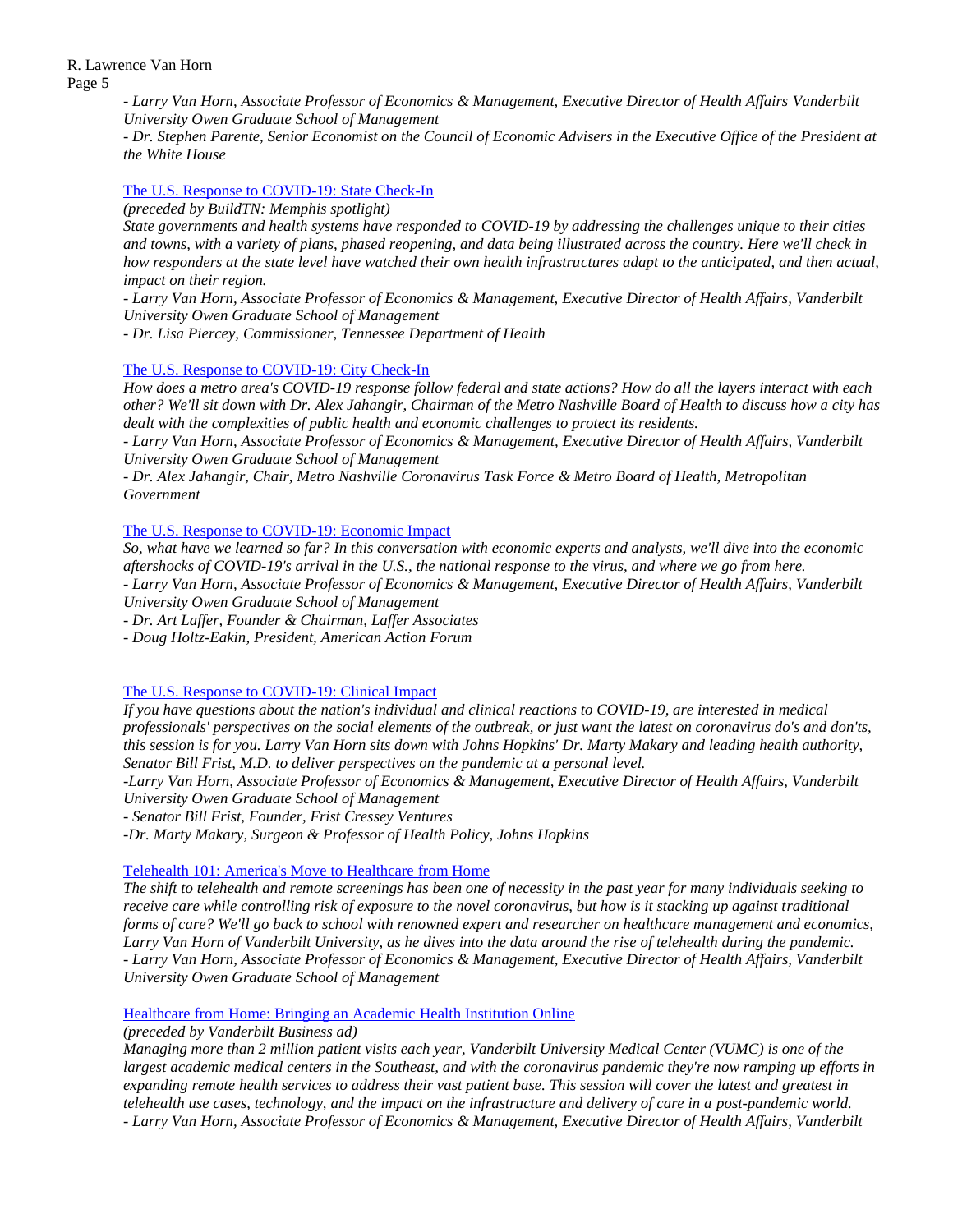*- Larry Van Horn, Associate Professor of Economics & Management, Executive Director of Health Affairs Vanderbilt University Owen Graduate School of Management*

*- Dr. Stephen Parente, Senior Economist on the Council of Economic Advisers in the Executive Office of the President at the White House*

The U.S. Response to COVID-19: State Check-In

*(preceded by BuildTN: Memphis spotlight)*

*State governments and health systems have responded to COVID-19 by addressing the challenges unique to their cities and towns, with a variety of plans, phased reopening, and data being illustrated across the country. Here we'll check in how responders at the state level have watched their own health infrastructures adapt to the anticipated, and then actual, impact on their region.*

*- Larry Van Horn, Associate Professor of Economics & Management, Executive Director of Health Affairs, Vanderbilt University Owen Graduate School of Management*

*- Dr. Lisa Piercey, Commissioner, Tennessee Department of Health*

The U.S. Response to COVID-19: City Check-In

*How does a metro area's COVID-19 response follow federal and state actions? How do all the layers interact with each other? We'll sit down with Dr. Alex Jahangir, Chairman of the Metro Nashville Board of Health to discuss how a city has dealt with the complexities of public health and economic challenges to protect its residents.*

*- Larry Van Horn, Associate Professor of Economics & Management, Executive Director of Health Affairs, Vanderbilt University Owen Graduate School of Management*

*- Dr. Alex Jahangir, Chair, Metro Nashville Coronavirus Task Force & Metro Board of Health, Metropolitan Government*

The U.S. Response to COVID-19: Economic Impact

*So, what have we learned so far? In this conversation with economic experts and analysts, we'll dive into the economic aftershocks of COVID-19's arrival in the U.S., the national response to the virus, and where we go from here.*

*- Larry Van Horn, Associate Professor of Economics & Management, Executive Director of Health Affairs, Vanderbilt University Owen Graduate School of Management*

*- Dr. Art Laffer, Founder & Chairman, Laffer Associates*

*- Doug Holtz-Eakin, President, American Action Forum*

The U.S. Response to COVID-19: Clinical Impact

*If you have questions about the nation's individual and clinical reactions to COVID-19, are interested in medical professionals' perspectives on the social elements of the outbreak, or just want the latest on coronavirus do's and don'ts, this session is for you. Larry Van Horn sits down with Johns Hopkins' Dr. Marty Makary and leading health authority, Senator Bill Frist, M.D. to deliver perspectives on the pandemic at a personal level.*

*-Larry Van Horn, Associate Professor of Economics & Management, Executive Director of Health Affairs, Vanderbilt University Owen Graduate School of Management*

*- Senator Bill Frist, Founder, Frist Cressey Ventures*

*-Dr. Marty Makary, Surgeon & Professor of Health Policy, Johns Hopkins*

Telehealth 101: America's Move to Healthcare from Home

*The shift to telehealth and remote screenings has been one of necessity in the past year for many individuals seeking to receive care while controlling risk of exposure to the novel coronavirus, but how is it stacking up against traditional forms of care? We'll go back to school with renowned expert and researcher on healthcare management and economics, Larry Van Horn of Vanderbilt University, as he dives into the data around the rise of telehealth during the pandemic.*

*- Larry Van Horn, Associate Professor of Economics & Management, Executive Director of Health Affairs, Vanderbilt University Owen Graduate School of Management*

Healthcare from Home: Bringing an Academic Health Institution Online

*(preceded by Vanderbilt Business ad)*

*Managing more than 2 million patient visits each year, Vanderbilt University Medical Center (VUMC) is one of the largest academic medical centers in the Southeast, and with the coronavirus pandemic they're now ramping up efforts in expanding remote health services to address their vast patient base. This session will cover the latest and greatest in telehealth use cases, technology, and the impact on the infrastructure and delivery of care in a post-pandemic world.*

*- Larry Van Horn, Associate Professor of Economics & Management, Executive Director of Health Affairs, Vanderbilt*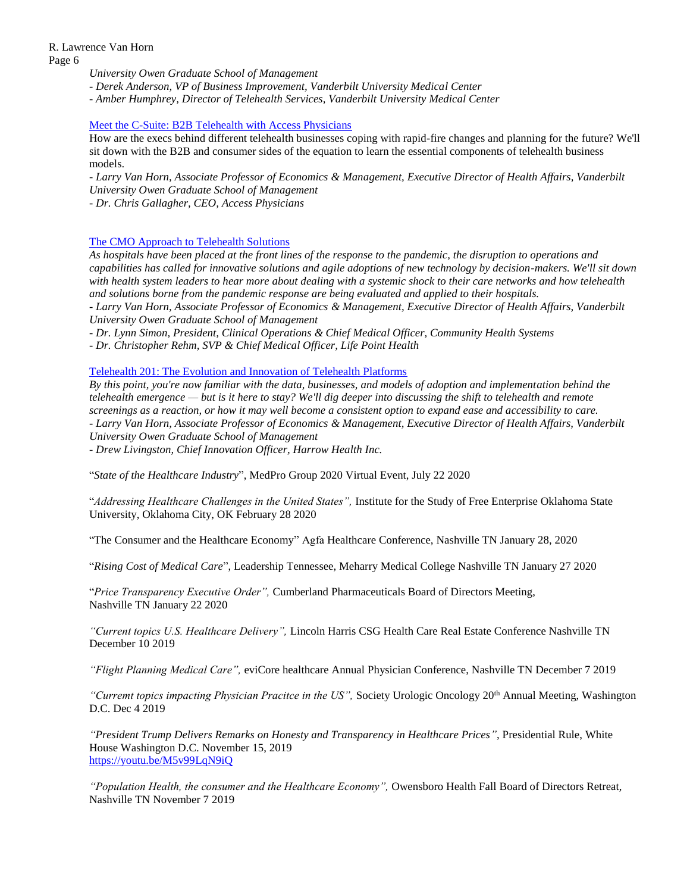*University Owen Graduate School of Management*
*- Derek Anderson, VP of Business Improvement, Vanderbilt University Medical Center*
*- Amber Humphrey, Director of Telehealth Services, Vanderbilt University Medical Center*

Meet the C-Suite: B2B Telehealth with Access Physicians
How are the execs behind different telehealth businesses coping with rapid-fire changes and planning for the future? We'll sit down with the B2B and consumer sides of the equation to learn the essential components of telehealth business models.
*- Larry Van Horn, Associate Professor of Economics & Management, Executive Director of Health Affairs, Vanderbilt University Owen Graduate School of Management*
*- Dr. Chris Gallagher, CEO, Access Physicians*

The CMO Approach to Telehealth Solutions
*As hospitals have been placed at the front lines of the response to the pandemic, the disruption to operations and capabilities has called for innovative solutions and agile adoptions of new technology by decision-makers. We'll sit down with health system leaders to hear more about dealing with a systemic shock to their care networks and how telehealth and solutions borne from the pandemic response are being evaluated and applied to their hospitals.*
*- Larry Van Horn, Associate Professor of Economics & Management, Executive Director of Health Affairs, Vanderbilt University Owen Graduate School of Management*
*- Dr. Lynn Simon, President, Clinical Operations & Chief Medical Officer, Community Health Systems*
*- Dr. Christopher Rehm, SVP & Chief Medical Officer, Life Point Health*

Telehealth 201: The Evolution and Innovation of Telehealth Platforms
*By this point, you're now familiar with the data, businesses, and models of adoption and implementation behind the telehealth emergence — but is it here to stay? We'll dig deeper into discussing the shift to telehealth and remote screenings as a reaction, or how it may well become a consistent option to expand ease and accessibility to care.*
*- Larry Van Horn, Associate Professor of Economics & Management, Executive Director of Health Affairs, Vanderbilt University Owen Graduate School of Management*
*- Drew Livingston, Chief Innovation Officer, Harrow Health Inc.*

"*State of the Healthcare Industry*", MedPro Group 2020 Virtual Event, July 22 2020

"*Addressing Healthcare Challenges in the United States",* Institute for the Study of Free Enterprise Oklahoma State University, Oklahoma City, OK February 28 2020

"The Consumer and the Healthcare Economy" Agfa Healthcare Conference, Nashville TN January 28, 2020

"*Rising Cost of Medical Care*", Leadership Tennessee, Meharry Medical College Nashville TN January 27 2020

"*Price Transparency Executive Order",* Cumberland Pharmaceuticals Board of Directors Meeting, Nashville TN January 22 2020

*"Current topics U.S. Healthcare Delivery",* Lincoln Harris CSG Health Care Real Estate Conference Nashville TN December 10 2019

*"Flight Planning Medical Care",* eviCore healthcare Annual Physician Conference, Nashville TN December 7 2019

*"Curremt topics impacting Physician Pracitce in the US",* Society Urologic Oncology 20th Annual Meeting, Washington D.C. Dec 4 2019

*"President Trump Delivers Remarks on Honesty and Transparency in Healthcare Prices"*, Presidential Rule, White House Washington D.C. November 15, 2019
https://youtu.be/M5v99LqN9iQ

*"Population Health, the consumer and the Healthcare Economy",* Owensboro Health Fall Board of Directors Retreat, Nashville TN November 7 2019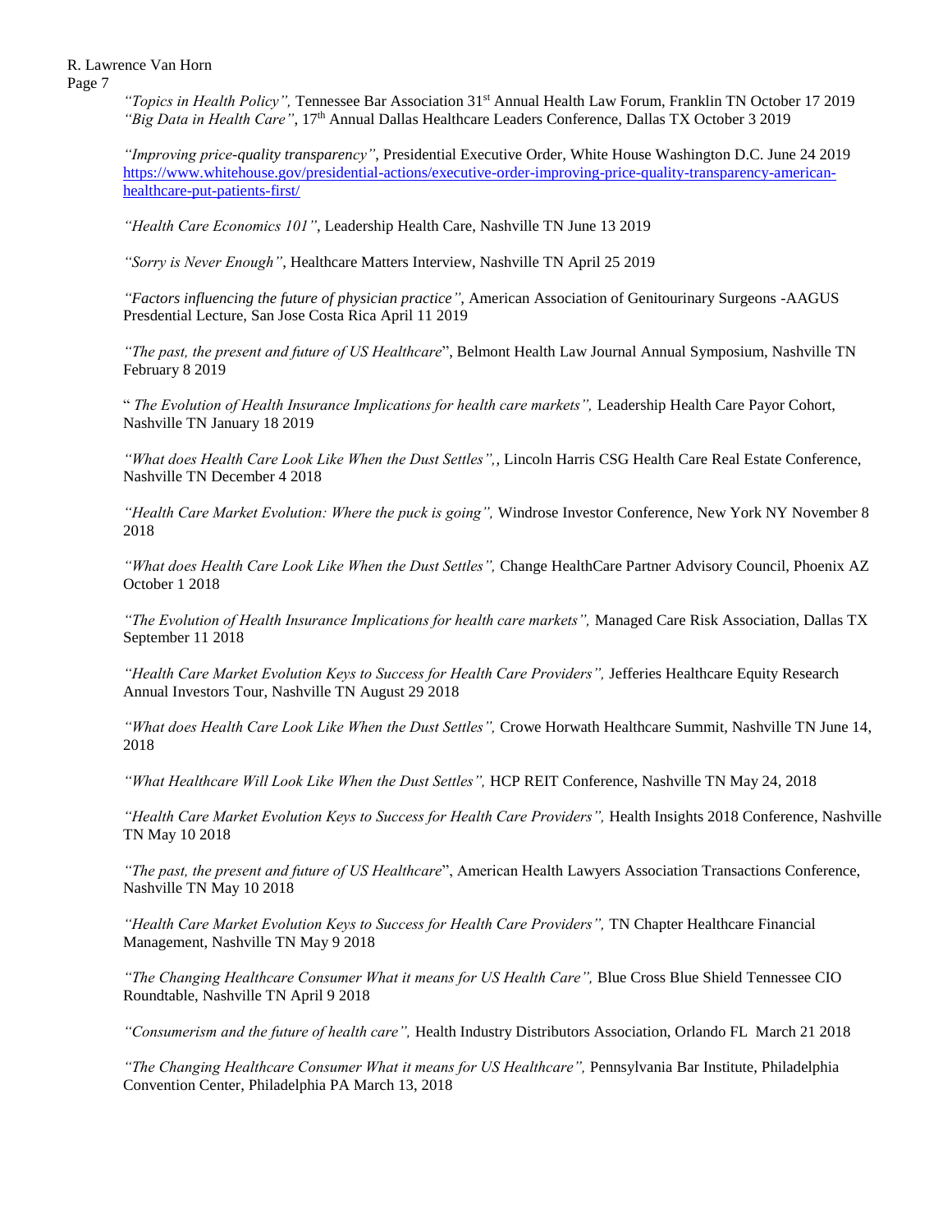*"Topics in Health Policy",* Tennessee Bar Association 31st Annual Health Law Forum, Franklin TN October 17 2019
*"Big Data in Health Care"*, 17th Annual Dallas Healthcare Leaders Conference, Dallas TX October 3 2019

*"Improving price-quality transparency"*, Presidential Executive Order, White House Washington D.C. June 24 2019 https://www.whitehouse.gov/presidential-actions/executive-order-improving-price-quality-transparency-american-healthcare-put-patients-first/

*"Health Care Economics 101"*, Leadership Health Care, Nashville TN June 13 2019

*"Sorry is Never Enough"*, Healthcare Matters Interview, Nashville TN April 25 2019

*"Factors influencing the future of physician practice"*, American Association of Genitourinary Surgeons -AAGUS Presdential Lecture, San Jose Costa Rica April 11 2019

*"The past, the present and future of US Healthcare*", Belmont Health Law Journal Annual Symposium, Nashville TN February 8 2019

" *The Evolution of Health Insurance Implications for health care markets",* Leadership Health Care Payor Cohort, Nashville TN January 18 2019

*"What does Health Care Look Like When the Dust Settles",*, Lincoln Harris CSG Health Care Real Estate Conference, Nashville TN December 4 2018

*"Health Care Market Evolution: Where the puck is going",* Windrose Investor Conference, New York NY November 8 2018

*"What does Health Care Look Like When the Dust Settles",* Change HealthCare Partner Advisory Council, Phoenix AZ October 1 2018

*"The Evolution of Health Insurance Implications for health care markets",* Managed Care Risk Association, Dallas TX September 11 2018

*"Health Care Market Evolution Keys to Success for Health Care Providers",* Jefferies Healthcare Equity Research Annual Investors Tour, Nashville TN August 29 2018

*"What does Health Care Look Like When the Dust Settles",* Crowe Horwath Healthcare Summit, Nashville TN June 14, 2018

*"What Healthcare Will Look Like When the Dust Settles",* HCP REIT Conference, Nashville TN May 24, 2018

*"Health Care Market Evolution Keys to Success for Health Care Providers",* Health Insights 2018 Conference, Nashville TN May 10 2018

*"The past, the present and future of US Healthcare*", American Health Lawyers Association Transactions Conference, Nashville TN May 10 2018

*"Health Care Market Evolution Keys to Success for Health Care Providers",* TN Chapter Healthcare Financial Management, Nashville TN May 9 2018

*"The Changing Healthcare Consumer What it means for US Health Care",* Blue Cross Blue Shield Tennessee CIO Roundtable, Nashville TN April 9 2018

*"Consumerism and the future of health care",* Health Industry Distributors Association, Orlando FL March 21 2018

*"The Changing Healthcare Consumer What it means for US Healthcare",* Pennsylvania Bar Institute, Philadelphia Convention Center, Philadelphia PA March 13, 2018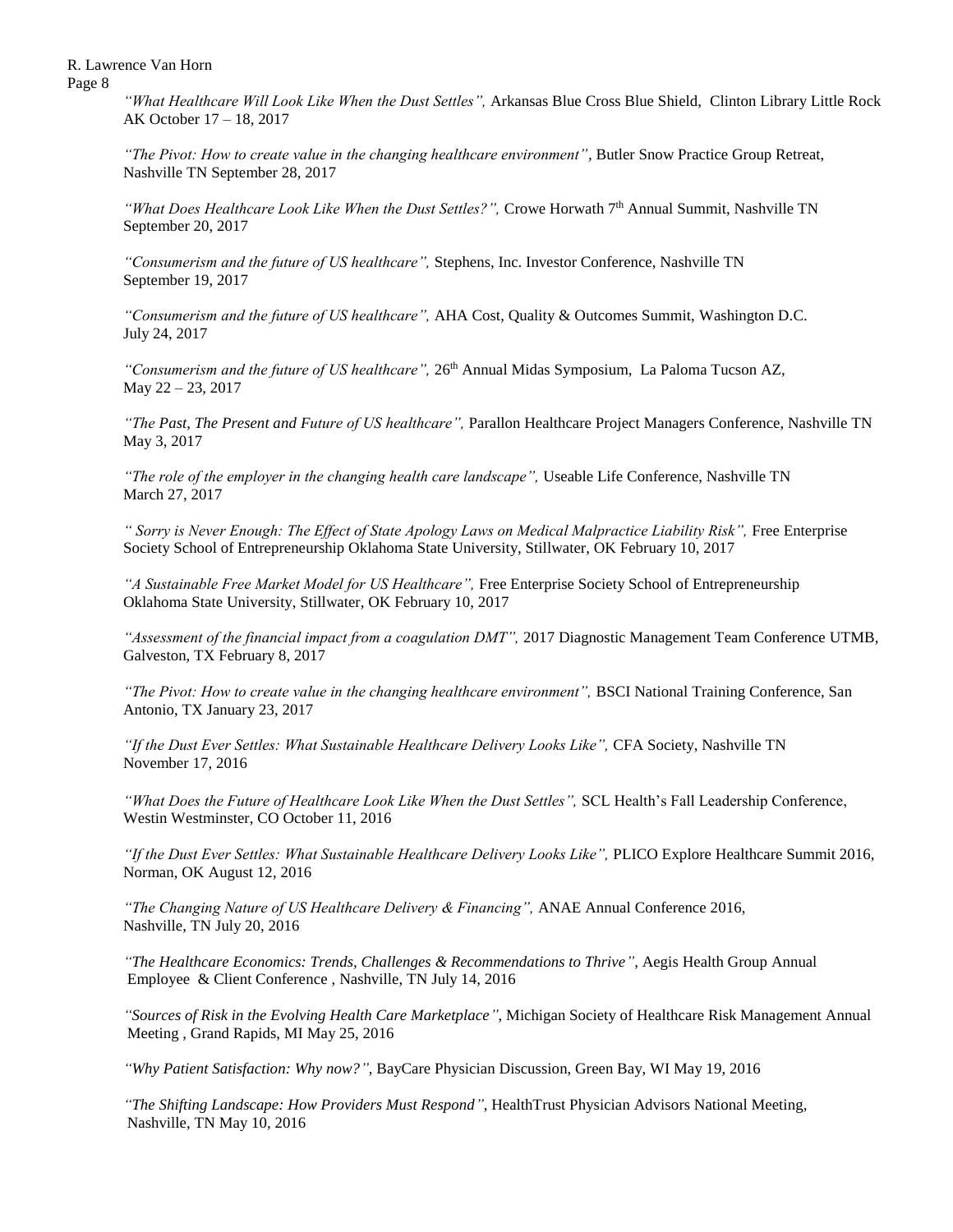*"What Healthcare Will Look Like When the Dust Settles",* Arkansas Blue Cross Blue Shield, Clinton Library Little Rock AK October 17 – 18, 2017

*"The Pivot: How to create value in the changing healthcare environment"*, Butler Snow Practice Group Retreat, Nashville TN September 28, 2017

*"What Does Healthcare Look Like When the Dust Settles?",* Crowe Horwath 7th Annual Summit, Nashville TN September 20, 2017

*"Consumerism and the future of US healthcare",* Stephens, Inc. Investor Conference, Nashville TN September 19, 2017

*"Consumerism and the future of US healthcare",* AHA Cost, Quality & Outcomes Summit, Washington D.C. July 24, 2017

*"Consumerism and the future of US healthcare",* 26th Annual Midas Symposium, La Paloma Tucson AZ, May 22 – 23, 2017

*"The Past, The Present and Future of US healthcare",* Parallon Healthcare Project Managers Conference, Nashville TN May 3, 2017

*"The role of the employer in the changing health care landscape",* Useable Life Conference, Nashville TN March 27, 2017

*" Sorry is Never Enough: The Effect of State Apology Laws on Medical Malpractice Liability Risk",* Free Enterprise Society School of Entrepreneurship Oklahoma State University, Stillwater, OK February 10, 2017

*"A Sustainable Free Market Model for US Healthcare",* Free Enterprise Society School of Entrepreneurship Oklahoma State University, Stillwater, OK February 10, 2017

*"Assessment of the financial impact from a coagulation DMT",* 2017 Diagnostic Management Team Conference UTMB, Galveston, TX February 8, 2017

*"The Pivot: How to create value in the changing healthcare environment",* BSCI National Training Conference, San Antonio, TX January 23, 2017

*"If the Dust Ever Settles: What Sustainable Healthcare Delivery Looks Like",* CFA Society, Nashville TN November 17, 2016

*"What Does the Future of Healthcare Look Like When the Dust Settles",* SCL Health's Fall Leadership Conference, Westin Westminster, CO October 11, 2016

*"If the Dust Ever Settles: What Sustainable Healthcare Delivery Looks Like",* PLICO Explore Healthcare Summit 2016, Norman, OK August 12, 2016

*"The Changing Nature of US Healthcare Delivery & Financing",* ANAE Annual Conference 2016, Nashville, TN July 20, 2016

*"The Healthcare Economics: Trends, Challenges & Recommendations to Thrive"*, Aegis Health Group Annual Employee & Client Conference , Nashville, TN July 14, 2016

*"Sources of Risk in the Evolving Health Care Marketplace"*, Michigan Society of Healthcare Risk Management Annual Meeting , Grand Rapids, MI May 25, 2016

*"Why Patient Satisfaction: Why now?"*, BayCare Physician Discussion, Green Bay, WI May 19, 2016

*"The Shifting Landscape: How Providers Must Respond"*, HealthTrust Physician Advisors National Meeting, Nashville, TN May 10, 2016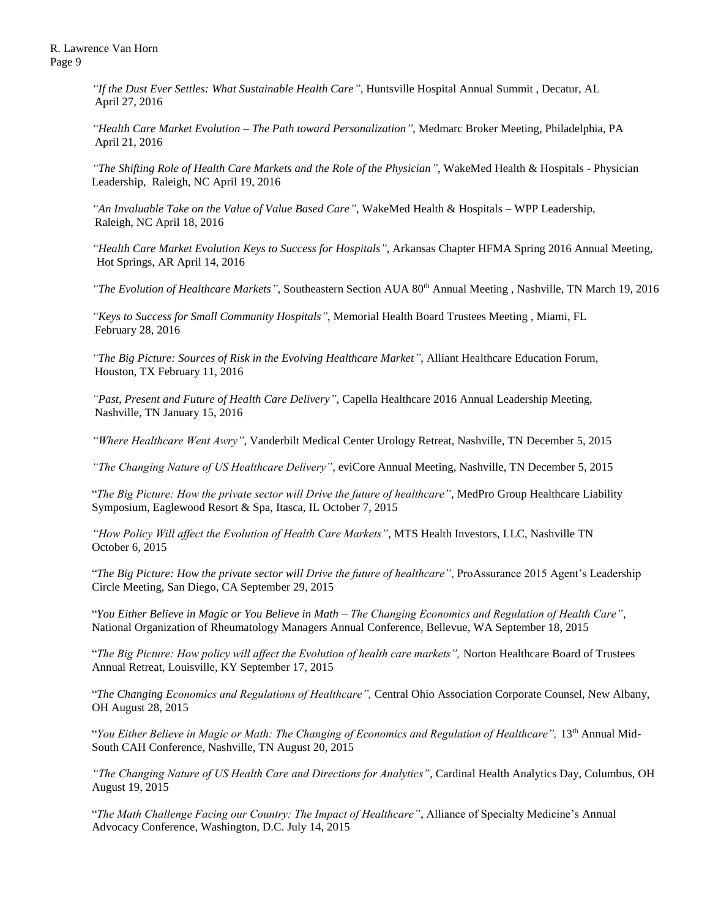*"If the Dust Ever Settles: What Sustainable Health Care"*, Huntsville Hospital Annual Summit , Decatur, AL April 27, 2016

*"Health Care Market Evolution – The Path toward Personalization"*, Medmarc Broker Meeting, Philadelphia, PA April 21, 2016

*"The Shifting Role of Health Care Markets and the Role of the Physician"*, WakeMed Health & Hospitals - Physician Leadership, Raleigh, NC April 19, 2016

*"An Invaluable Take on the Value of Value Based Care"*, WakeMed Health & Hospitals – WPP Leadership, Raleigh, NC April 18, 2016

*"Health Care Market Evolution Keys to Success for Hospitals"*, Arkansas Chapter HFMA Spring 2016 Annual Meeting, Hot Springs, AR April 14, 2016

*"The Evolution of Healthcare Markets"*, Southeastern Section AUA 80th Annual Meeting , Nashville, TN March 19, 2016

*"Keys to Success for Small Community Hospitals"*, Memorial Health Board Trustees Meeting , Miami, FL February 28, 2016

*"The Big Picture: Sources of Risk in the Evolving Healthcare Market"*, Alliant Healthcare Education Forum, Houston, TX February 11, 2016

*"Past, Present and Future of Health Care Delivery"*, Capella Healthcare 2016 Annual Leadership Meeting, Nashville, TN January 15, 2016

*"Where Healthcare Went Awry"*, Vanderbilt Medical Center Urology Retreat, Nashville, TN December 5, 2015

*"The Changing Nature of US Healthcare Delivery"*, eviCore Annual Meeting, Nashville, TN December 5, 2015

"*The Big Picture: How the private sector will Drive the future of healthcare"*, MedPro Group Healthcare Liability Symposium, Eaglewood Resort & Spa, Itasca, IL October 7, 2015

*"How Policy Will affect the Evolution of Health Care Markets"*, MTS Health Investors, LLC, Nashville TN October 6, 2015

"*The Big Picture: How the private sector will Drive the future of healthcare"*, ProAssurance 2015 Agent's Leadership Circle Meeting, San Diego, CA September 29, 2015

"*You Either Believe in Magic or You Believe in Math – The Changing Economics and Regulation of Health Care"*, National Organization of Rheumatology Managers Annual Conference, Bellevue, WA September 18, 2015

"*The Big Picture: How policy will affect the Evolution of health care markets",* Norton Healthcare Board of Trustees Annual Retreat, Louisville, KY September 17, 2015

"*The Changing Economics and Regulations of Healthcare",* Central Ohio Association Corporate Counsel, New Albany, OH August 28, 2015

"*You Either Believe in Magic or Math: The Changing of Economics and Regulation of Healthcare",* 13th Annual Mid-South CAH Conference, Nashville, TN August 20, 2015

*"The Changing Nature of US Health Care and Directions for Analytics"*, Cardinal Health Analytics Day, Columbus, OH August 19, 2015

"*The Math Challenge Facing our Country: The Impact of Healthcare"*, Alliance of Specialty Medicine's Annual Advocacy Conference, Washington, D.C. July 14, 2015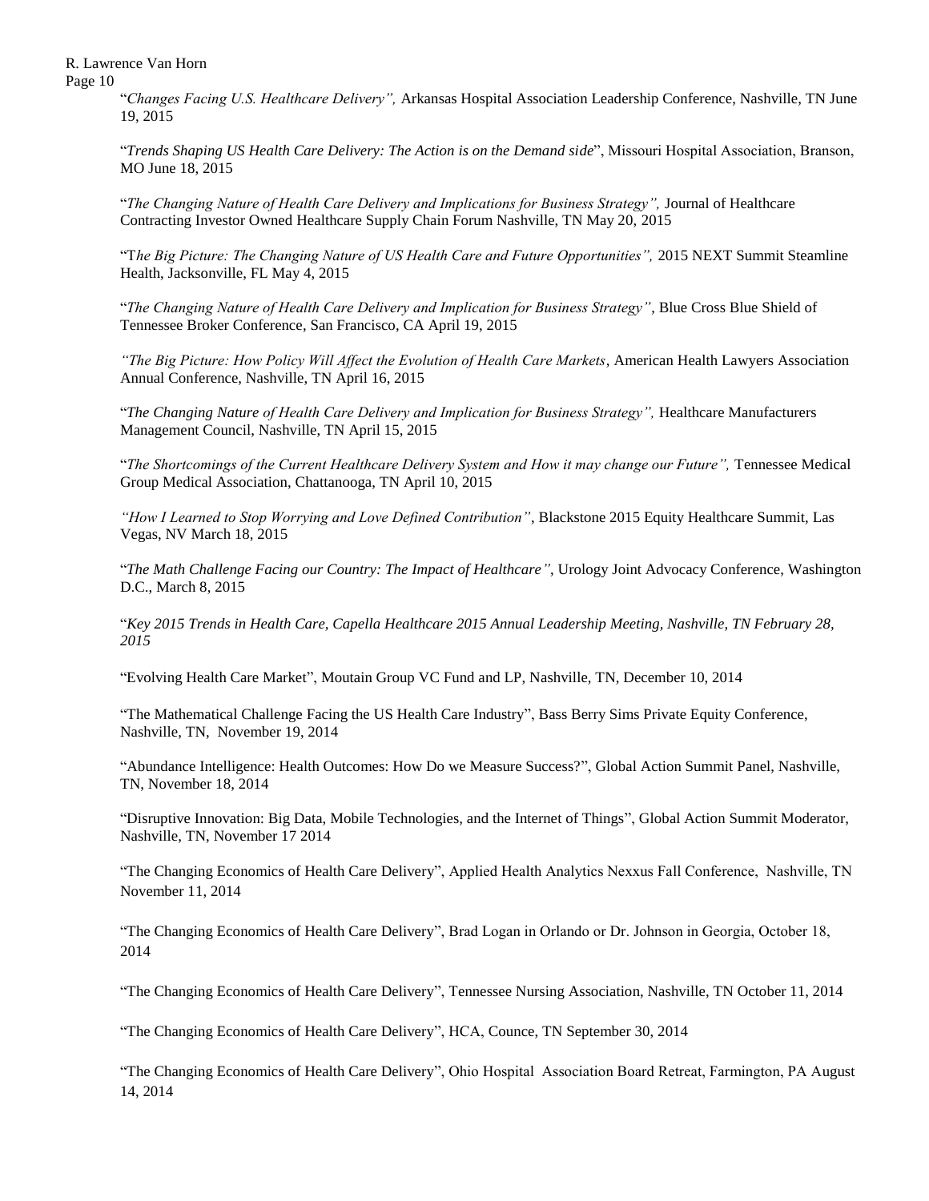"*Changes Facing U.S. Healthcare Delivery",* Arkansas Hospital Association Leadership Conference, Nashville, TN June 19, 2015

"*Trends Shaping US Health Care Delivery: The Action is on the Demand side*", Missouri Hospital Association, Branson, MO June 18, 2015

"*The Changing Nature of Health Care Delivery and Implications for Business Strategy",* Journal of Healthcare Contracting Investor Owned Healthcare Supply Chain Forum Nashville, TN May 20, 2015

"T*he Big Picture: The Changing Nature of US Health Care and Future Opportunities",* 2015 NEXT Summit Steamline Health, Jacksonville, FL May 4, 2015

"*The Changing Nature of Health Care Delivery and Implication for Business Strategy"*, Blue Cross Blue Shield of Tennessee Broker Conference, San Francisco, CA April 19, 2015

*"The Big Picture: How Policy Will Affect the Evolution of Health Care Markets*, American Health Lawyers Association Annual Conference, Nashville, TN April 16, 2015

"*The Changing Nature of Health Care Delivery and Implication for Business Strategy",* Healthcare Manufacturers Management Council, Nashville, TN April 15, 2015

"*The Shortcomings of the Current Healthcare Delivery System and How it may change our Future",* Tennessee Medical Group Medical Association, Chattanooga, TN April 10, 2015

*"How I Learned to Stop Worrying and Love Defined Contribution"*, Blackstone 2015 Equity Healthcare Summit, Las Vegas, NV March 18, 2015

"*The Math Challenge Facing our Country: The Impact of Healthcare"*, Urology Joint Advocacy Conference, Washington D.C., March 8, 2015

"*Key 2015 Trends in Health Care, Capella Healthcare 2015 Annual Leadership Meeting, Nashville, TN February 28, 2015*

"Evolving Health Care Market", Moutain Group VC Fund and LP, Nashville, TN, December 10, 2014

"The Mathematical Challenge Facing the US Health Care Industry", Bass Berry Sims Private Equity Conference, Nashville, TN, November 19, 2014

"Abundance Intelligence: Health Outcomes: How Do we Measure Success?", Global Action Summit Panel, Nashville, TN, November 18, 2014

"Disruptive Innovation: Big Data, Mobile Technologies, and the Internet of Things", Global Action Summit Moderator, Nashville, TN, November 17 2014

"The Changing Economics of Health Care Delivery", Applied Health Analytics Nexxus Fall Conference, Nashville, TN November 11, 2014

"The Changing Economics of Health Care Delivery", Brad Logan in Orlando or Dr. Johnson in Georgia, October 18, 2014

"The Changing Economics of Health Care Delivery", Tennessee Nursing Association, Nashville, TN October 11, 2014

"The Changing Economics of Health Care Delivery", HCA, Counce, TN September 30, 2014

"The Changing Economics of Health Care Delivery", Ohio Hospital Association Board Retreat, Farmington, PA August 14, 2014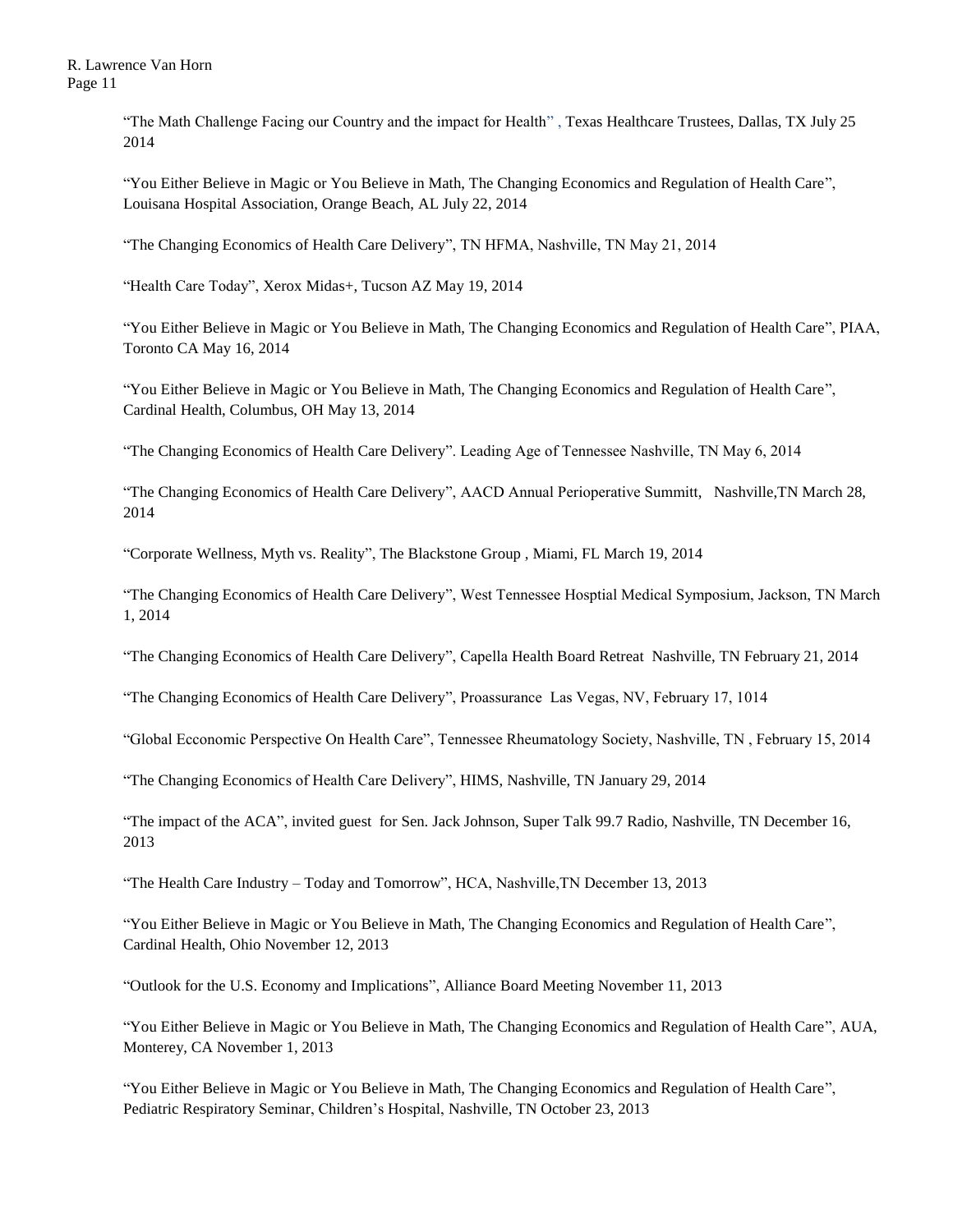"The Math Challenge Facing our Country and the impact for Health" , Texas Healthcare Trustees, Dallas, TX July 25 2014

"You Either Believe in Magic or You Believe in Math, The Changing Economics and Regulation of Health Care", Louisana Hospital Association, Orange Beach, AL July 22, 2014

"The Changing Economics of Health Care Delivery", TN HFMA, Nashville, TN May 21, 2014

"Health Care Today", Xerox Midas+, Tucson AZ May 19, 2014

"You Either Believe in Magic or You Believe in Math, The Changing Economics and Regulation of Health Care", PIAA, Toronto CA May 16, 2014

"You Either Believe in Magic or You Believe in Math, The Changing Economics and Regulation of Health Care", Cardinal Health, Columbus, OH May 13, 2014

"The Changing Economics of Health Care Delivery". Leading Age of Tennessee Nashville, TN May 6, 2014

"The Changing Economics of Health Care Delivery", AACD Annual Perioperative Summitt, Nashville,TN March 28, 2014

"Corporate Wellness, Myth vs. Reality", The Blackstone Group , Miami, FL March 19, 2014

"The Changing Economics of Health Care Delivery", West Tennessee Hosptial Medical Symposium, Jackson, TN March 1, 2014

"The Changing Economics of Health Care Delivery", Capella Health Board Retreat Nashville, TN February 21, 2014

"The Changing Economics of Health Care Delivery", Proassurance Las Vegas, NV, February 17, 1014

"Global Ecconomic Perspective On Health Care", Tennessee Rheumatology Society, Nashville, TN , February 15, 2014

"The Changing Economics of Health Care Delivery", HIMS, Nashville, TN January 29, 2014

"The impact of the ACA", invited guest for Sen. Jack Johnson, Super Talk 99.7 Radio, Nashville, TN December 16, 2013

"The Health Care Industry – Today and Tomorrow", HCA, Nashville,TN December 13, 2013

"You Either Believe in Magic or You Believe in Math, The Changing Economics and Regulation of Health Care", Cardinal Health, Ohio November 12, 2013

"Outlook for the U.S. Economy and Implications", Alliance Board Meeting November 11, 2013

"You Either Believe in Magic or You Believe in Math, The Changing Economics and Regulation of Health Care", AUA, Monterey, CA November 1, 2013

"You Either Believe in Magic or You Believe in Math, The Changing Economics and Regulation of Health Care", Pediatric Respiratory Seminar, Children's Hospital, Nashville, TN October 23, 2013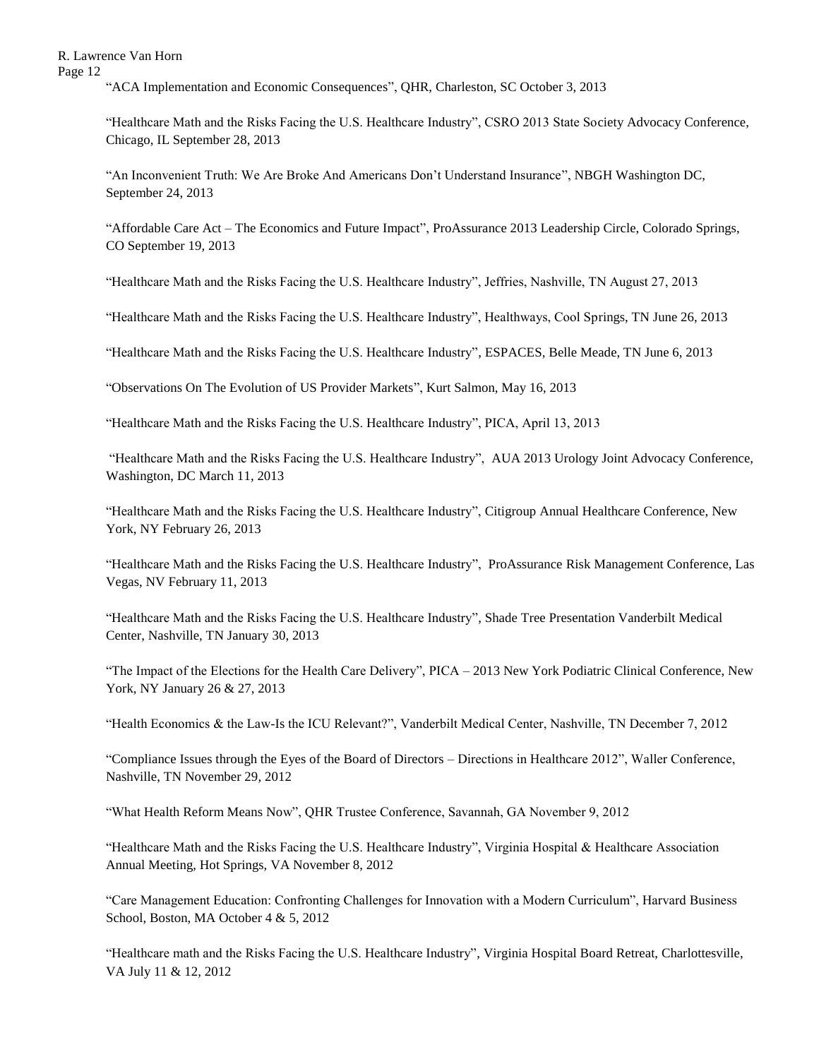"ACA Implementation and Economic Consequences", QHR, Charleston, SC October 3, 2013

"Healthcare Math and the Risks Facing the U.S. Healthcare Industry", CSRO 2013 State Society Advocacy Conference, Chicago, IL September 28, 2013

"An Inconvenient Truth: We Are Broke And Americans Don't Understand Insurance", NBGH Washington DC, September 24, 2013

"Affordable Care Act – The Economics and Future Impact", ProAssurance 2013 Leadership Circle, Colorado Springs, CO September 19, 2013

"Healthcare Math and the Risks Facing the U.S. Healthcare Industry", Jeffries, Nashville, TN August 27, 2013

"Healthcare Math and the Risks Facing the U.S. Healthcare Industry", Healthways, Cool Springs, TN June 26, 2013

"Healthcare Math and the Risks Facing the U.S. Healthcare Industry", ESPACES, Belle Meade, TN June 6, 2013

"Observations On The Evolution of US Provider Markets", Kurt Salmon, May 16, 2013

"Healthcare Math and the Risks Facing the U.S. Healthcare Industry", PICA, April 13, 2013

"Healthcare Math and the Risks Facing the U.S. Healthcare Industry", AUA 2013 Urology Joint Advocacy Conference, Washington, DC March 11, 2013

"Healthcare Math and the Risks Facing the U.S. Healthcare Industry", Citigroup Annual Healthcare Conference, New York, NY February 26, 2013

"Healthcare Math and the Risks Facing the U.S. Healthcare Industry", ProAssurance Risk Management Conference, Las Vegas, NV February 11, 2013

"Healthcare Math and the Risks Facing the U.S. Healthcare Industry", Shade Tree Presentation Vanderbilt Medical Center, Nashville, TN January 30, 2013

"The Impact of the Elections for the Health Care Delivery", PICA – 2013 New York Podiatric Clinical Conference, New York, NY January 26 & 27, 2013

"Health Economics & the Law-Is the ICU Relevant?", Vanderbilt Medical Center, Nashville, TN December 7, 2012

"Compliance Issues through the Eyes of the Board of Directors – Directions in Healthcare 2012", Waller Conference, Nashville, TN November 29, 2012

"What Health Reform Means Now", QHR Trustee Conference, Savannah, GA November 9, 2012

"Healthcare Math and the Risks Facing the U.S. Healthcare Industry", Virginia Hospital & Healthcare Association Annual Meeting, Hot Springs, VA November 8, 2012

"Care Management Education: Confronting Challenges for Innovation with a Modern Curriculum", Harvard Business School, Boston, MA October 4 & 5, 2012

"Healthcare math and the Risks Facing the U.S. Healthcare Industry", Virginia Hospital Board Retreat, Charlottesville, VA July 11 & 12, 2012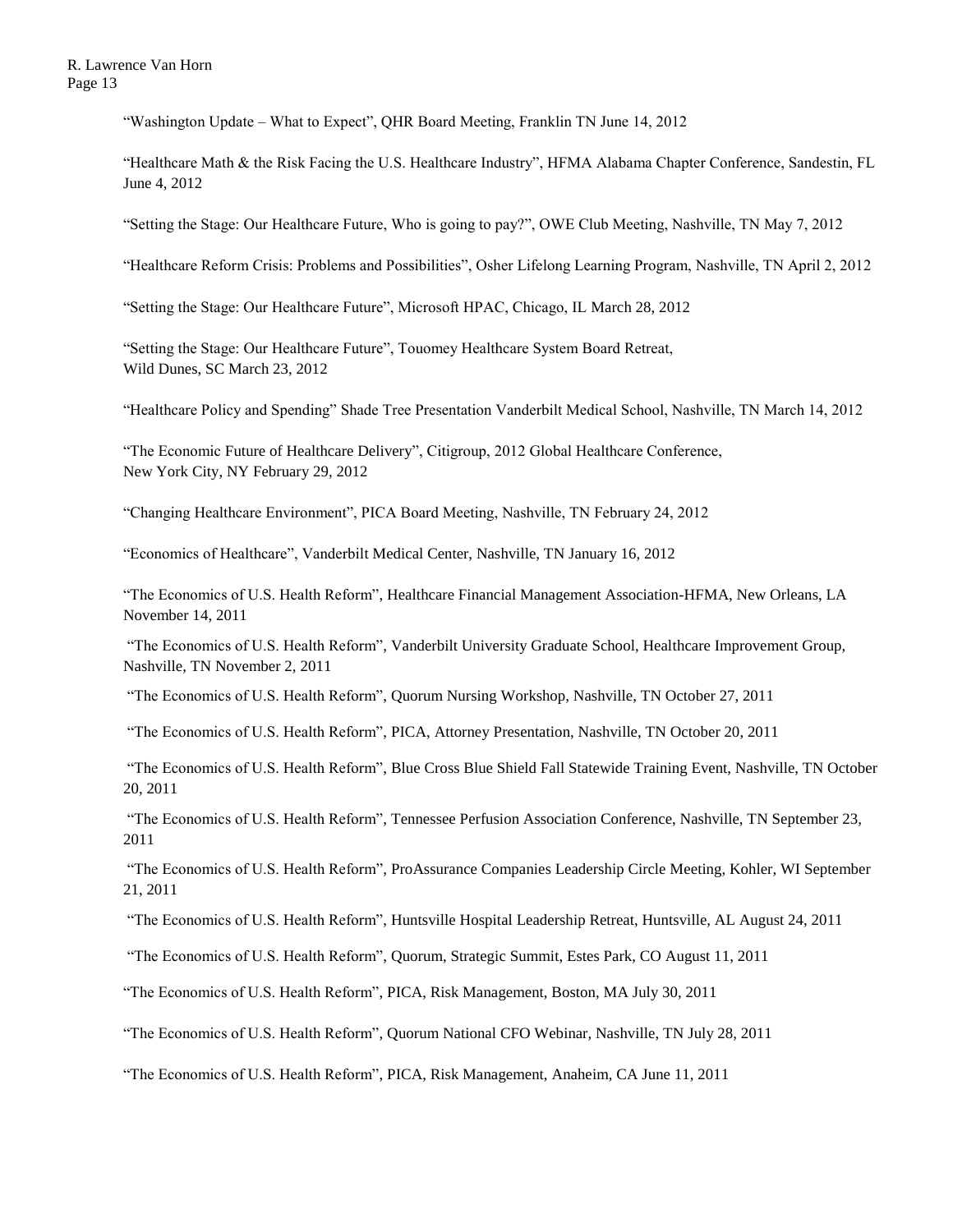"Washington Update – What to Expect", QHR Board Meeting, Franklin TN June 14, 2012

"Healthcare Math & the Risk Facing the U.S. Healthcare Industry", HFMA Alabama Chapter Conference, Sandestin, FL June 4, 2012

"Setting the Stage: Our Healthcare Future, Who is going to pay?", OWE Club Meeting, Nashville, TN May 7, 2012

"Healthcare Reform Crisis: Problems and Possibilities", Osher Lifelong Learning Program, Nashville, TN April 2, 2012

"Setting the Stage: Our Healthcare Future", Microsoft HPAC, Chicago, IL March 28, 2012

"Setting the Stage: Our Healthcare Future", Touomey Healthcare System Board Retreat, Wild Dunes, SC March 23, 2012

"Healthcare Policy and Spending" Shade Tree Presentation Vanderbilt Medical School, Nashville, TN March 14, 2012

"The Economic Future of Healthcare Delivery", Citigroup, 2012 Global Healthcare Conference, New York City, NY February 29, 2012

"Changing Healthcare Environment", PICA Board Meeting, Nashville, TN February 24, 2012

"Economics of Healthcare", Vanderbilt Medical Center, Nashville, TN January 16, 2012

"The Economics of U.S. Health Reform", Healthcare Financial Management Association-HFMA, New Orleans, LA November 14, 2011

"The Economics of U.S. Health Reform", Vanderbilt University Graduate School, Healthcare Improvement Group, Nashville, TN November 2, 2011

"The Economics of U.S. Health Reform", Quorum Nursing Workshop, Nashville, TN October 27, 2011

"The Economics of U.S. Health Reform", PICA, Attorney Presentation, Nashville, TN October 20, 2011

"The Economics of U.S. Health Reform", Blue Cross Blue Shield Fall Statewide Training Event, Nashville, TN October 20, 2011

"The Economics of U.S. Health Reform", Tennessee Perfusion Association Conference, Nashville, TN September 23, 2011

"The Economics of U.S. Health Reform", ProAssurance Companies Leadership Circle Meeting, Kohler, WI September 21, 2011

"The Economics of U.S. Health Reform", Huntsville Hospital Leadership Retreat, Huntsville, AL August 24, 2011

"The Economics of U.S. Health Reform", Quorum, Strategic Summit, Estes Park, CO August 11, 2011

"The Economics of U.S. Health Reform", PICA, Risk Management, Boston, MA July 30, 2011

"The Economics of U.S. Health Reform", Quorum National CFO Webinar, Nashville, TN July 28, 2011

"The Economics of U.S. Health Reform", PICA, Risk Management, Anaheim, CA June 11, 2011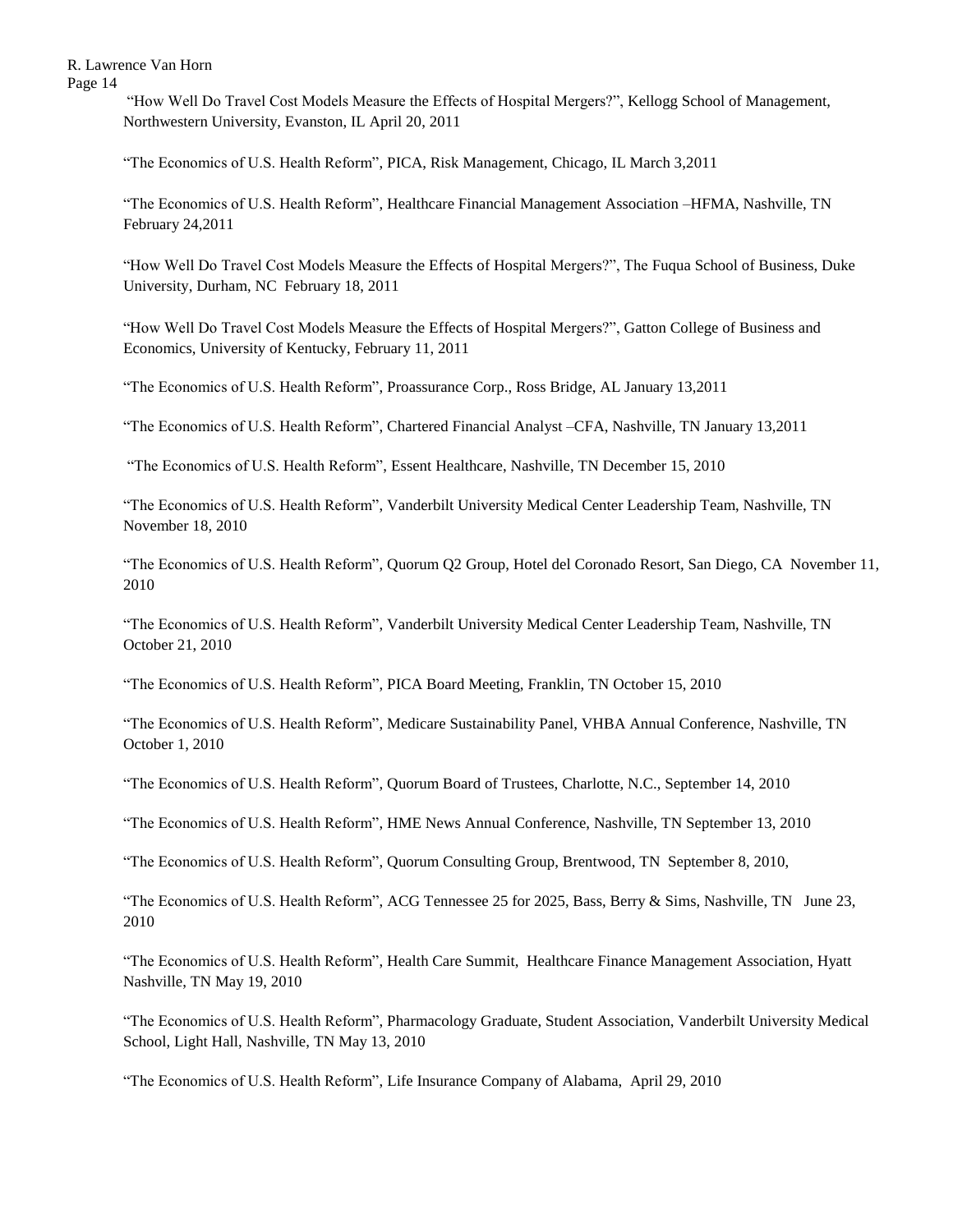"How Well Do Travel Cost Models Measure the Effects of Hospital Mergers?", Kellogg School of Management, Northwestern University, Evanston, IL April 20, 2011

"The Economics of U.S. Health Reform", PICA, Risk Management, Chicago, IL March 3,2011

"The Economics of U.S. Health Reform", Healthcare Financial Management Association –HFMA, Nashville, TN February 24,2011

"How Well Do Travel Cost Models Measure the Effects of Hospital Mergers?", The Fuqua School of Business, Duke University, Durham, NC February 18, 2011

"How Well Do Travel Cost Models Measure the Effects of Hospital Mergers?", Gatton College of Business and Economics, University of Kentucky, February 11, 2011

"The Economics of U.S. Health Reform", Proassurance Corp., Ross Bridge, AL January 13,2011

"The Economics of U.S. Health Reform", Chartered Financial Analyst –CFA, Nashville, TN January 13,2011

"The Economics of U.S. Health Reform", Essent Healthcare, Nashville, TN December 15, 2010

"The Economics of U.S. Health Reform", Vanderbilt University Medical Center Leadership Team, Nashville, TN November 18, 2010

"The Economics of U.S. Health Reform", Quorum Q2 Group, Hotel del Coronado Resort, San Diego, CA November 11, 2010

"The Economics of U.S. Health Reform", Vanderbilt University Medical Center Leadership Team, Nashville, TN October 21, 2010

"The Economics of U.S. Health Reform", PICA Board Meeting, Franklin, TN October 15, 2010

"The Economics of U.S. Health Reform", Medicare Sustainability Panel, VHBA Annual Conference, Nashville, TN October 1, 2010

"The Economics of U.S. Health Reform", Quorum Board of Trustees, Charlotte, N.C., September 14, 2010

"The Economics of U.S. Health Reform", HME News Annual Conference, Nashville, TN September 13, 2010

"The Economics of U.S. Health Reform", Quorum Consulting Group, Brentwood, TN September 8, 2010,

"The Economics of U.S. Health Reform", ACG Tennessee 25 for 2025, Bass, Berry & Sims, Nashville, TN June 23, 2010

"The Economics of U.S. Health Reform", Health Care Summit, Healthcare Finance Management Association, Hyatt Nashville, TN May 19, 2010

"The Economics of U.S. Health Reform", Pharmacology Graduate, Student Association, Vanderbilt University Medical School, Light Hall, Nashville, TN May 13, 2010

"The Economics of U.S. Health Reform", Life Insurance Company of Alabama, April 29, 2010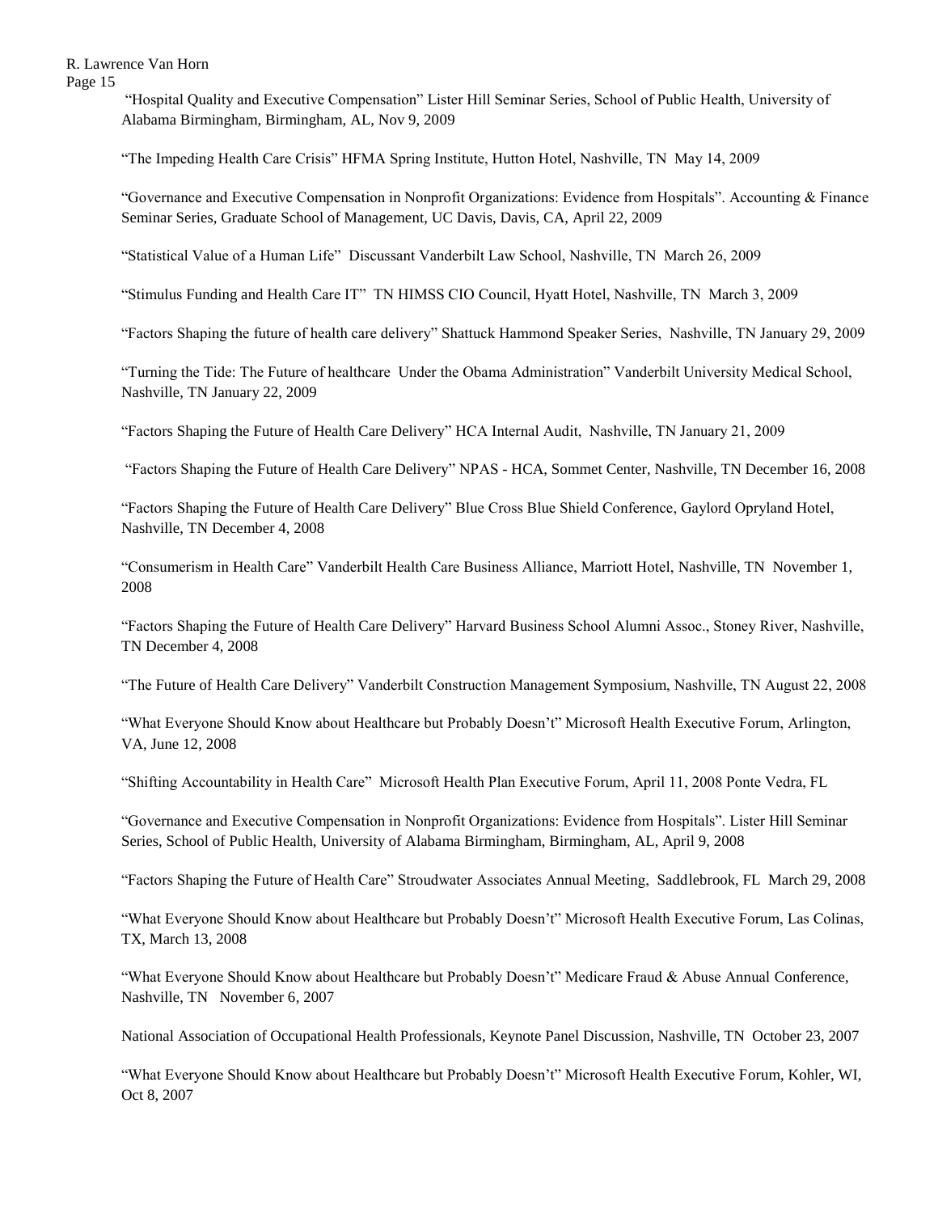"Hospital Quality and Executive Compensation" Lister Hill Seminar Series, School of Public Health, University of Alabama Birmingham, Birmingham, AL, Nov 9, 2009

"The Impeding Health Care Crisis" HFMA Spring Institute, Hutton Hotel, Nashville, TN May 14, 2009

"Governance and Executive Compensation in Nonprofit Organizations: Evidence from Hospitals". Accounting & Finance Seminar Series, Graduate School of Management, UC Davis, Davis, CA, April 22, 2009

"Statistical Value of a Human Life" Discussant Vanderbilt Law School, Nashville, TN March 26, 2009

"Stimulus Funding and Health Care IT" TN HIMSS CIO Council, Hyatt Hotel, Nashville, TN March 3, 2009

"Factors Shaping the future of health care delivery" Shattuck Hammond Speaker Series, Nashville, TN January 29, 2009

"Turning the Tide: The Future of healthcare Under the Obama Administration" Vanderbilt University Medical School, Nashville, TN January 22, 2009

"Factors Shaping the Future of Health Care Delivery" HCA Internal Audit, Nashville, TN January 21, 2009

"Factors Shaping the Future of Health Care Delivery" NPAS - HCA, Sommet Center, Nashville, TN December 16, 2008

"Factors Shaping the Future of Health Care Delivery" Blue Cross Blue Shield Conference, Gaylord Opryland Hotel, Nashville, TN December 4, 2008

"Consumerism in Health Care" Vanderbilt Health Care Business Alliance, Marriott Hotel, Nashville, TN November 1, 2008

"Factors Shaping the Future of Health Care Delivery" Harvard Business School Alumni Assoc., Stoney River, Nashville, TN December 4, 2008

"The Future of Health Care Delivery" Vanderbilt Construction Management Symposium, Nashville, TN August 22, 2008

"What Everyone Should Know about Healthcare but Probably Doesn't" Microsoft Health Executive Forum, Arlington, VA, June 12, 2008

"Shifting Accountability in Health Care" Microsoft Health Plan Executive Forum, April 11, 2008 Ponte Vedra, FL

"Governance and Executive Compensation in Nonprofit Organizations: Evidence from Hospitals". Lister Hill Seminar Series, School of Public Health, University of Alabama Birmingham, Birmingham, AL, April 9, 2008

"Factors Shaping the Future of Health Care" Stroudwater Associates Annual Meeting, Saddlebrook, FL March 29, 2008

"What Everyone Should Know about Healthcare but Probably Doesn't" Microsoft Health Executive Forum, Las Colinas, TX, March 13, 2008

"What Everyone Should Know about Healthcare but Probably Doesn't" Medicare Fraud & Abuse Annual Conference, Nashville, TN November 6, 2007

National Association of Occupational Health Professionals, Keynote Panel Discussion, Nashville, TN October 23, 2007

"What Everyone Should Know about Healthcare but Probably Doesn't" Microsoft Health Executive Forum, Kohler, WI, Oct 8, 2007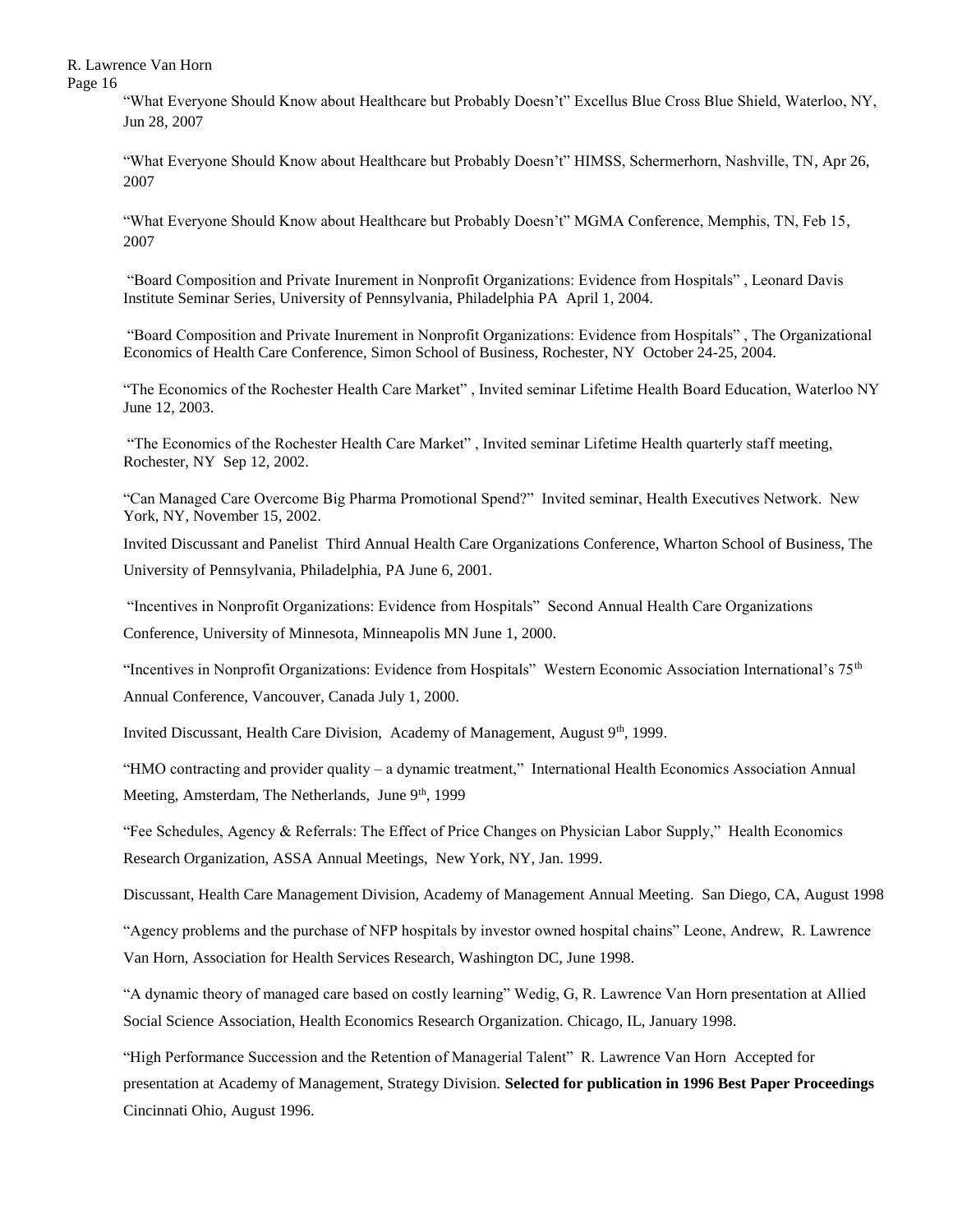"What Everyone Should Know about Healthcare but Probably Doesn't" Excellus Blue Cross Blue Shield, Waterloo, NY, Jun 28, 2007

"What Everyone Should Know about Healthcare but Probably Doesn't" HIMSS, Schermerhorn, Nashville, TN, Apr 26, 2007

"What Everyone Should Know about Healthcare but Probably Doesn't" MGMA Conference, Memphis, TN, Feb 15, 2007

"Board Composition and Private Inurement in Nonprofit Organizations: Evidence from Hospitals" , Leonard Davis Institute Seminar Series, University of Pennsylvania, Philadelphia PA April 1, 2004.

"Board Composition and Private Inurement in Nonprofit Organizations: Evidence from Hospitals" , The Organizational Economics of Health Care Conference, Simon School of Business, Rochester, NY October 24-25, 2004.

"The Economics of the Rochester Health Care Market" , Invited seminar Lifetime Health Board Education, Waterloo NY June 12, 2003.

"The Economics of the Rochester Health Care Market" , Invited seminar Lifetime Health quarterly staff meeting, Rochester, NY Sep 12, 2002.

"Can Managed Care Overcome Big Pharma Promotional Spend?" Invited seminar, Health Executives Network. New York, NY, November 15, 2002.

Invited Discussant and Panelist Third Annual Health Care Organizations Conference, Wharton School of Business, The University of Pennsylvania, Philadelphia, PA June 6, 2001.

"Incentives in Nonprofit Organizations: Evidence from Hospitals" Second Annual Health Care Organizations Conference, University of Minnesota, Minneapolis MN June 1, 2000.

"Incentives in Nonprofit Organizations: Evidence from Hospitals" Western Economic Association International's 75th Annual Conference, Vancouver, Canada July 1, 2000.

Invited Discussant, Health Care Division, Academy of Management, August 9th, 1999.

"HMO contracting and provider quality – a dynamic treatment," International Health Economics Association Annual Meeting, Amsterdam, The Netherlands, June 9th, 1999

"Fee Schedules, Agency & Referrals: The Effect of Price Changes on Physician Labor Supply," Health Economics Research Organization, ASSA Annual Meetings, New York, NY, Jan. 1999.

Discussant, Health Care Management Division, Academy of Management Annual Meeting. San Diego, CA, August 1998

"Agency problems and the purchase of NFP hospitals by investor owned hospital chains" Leone, Andrew, R. Lawrence Van Horn, Association for Health Services Research, Washington DC, June 1998.

"A dynamic theory of managed care based on costly learning" Wedig, G, R. Lawrence Van Horn presentation at Allied Social Science Association, Health Economics Research Organization. Chicago, IL, January 1998.

"High Performance Succession and the Retention of Managerial Talent" R. Lawrence Van Horn Accepted for presentation at Academy of Management, Strategy Division. **Selected for publication in 1996 Best Paper Proceedings** Cincinnati Ohio, August 1996.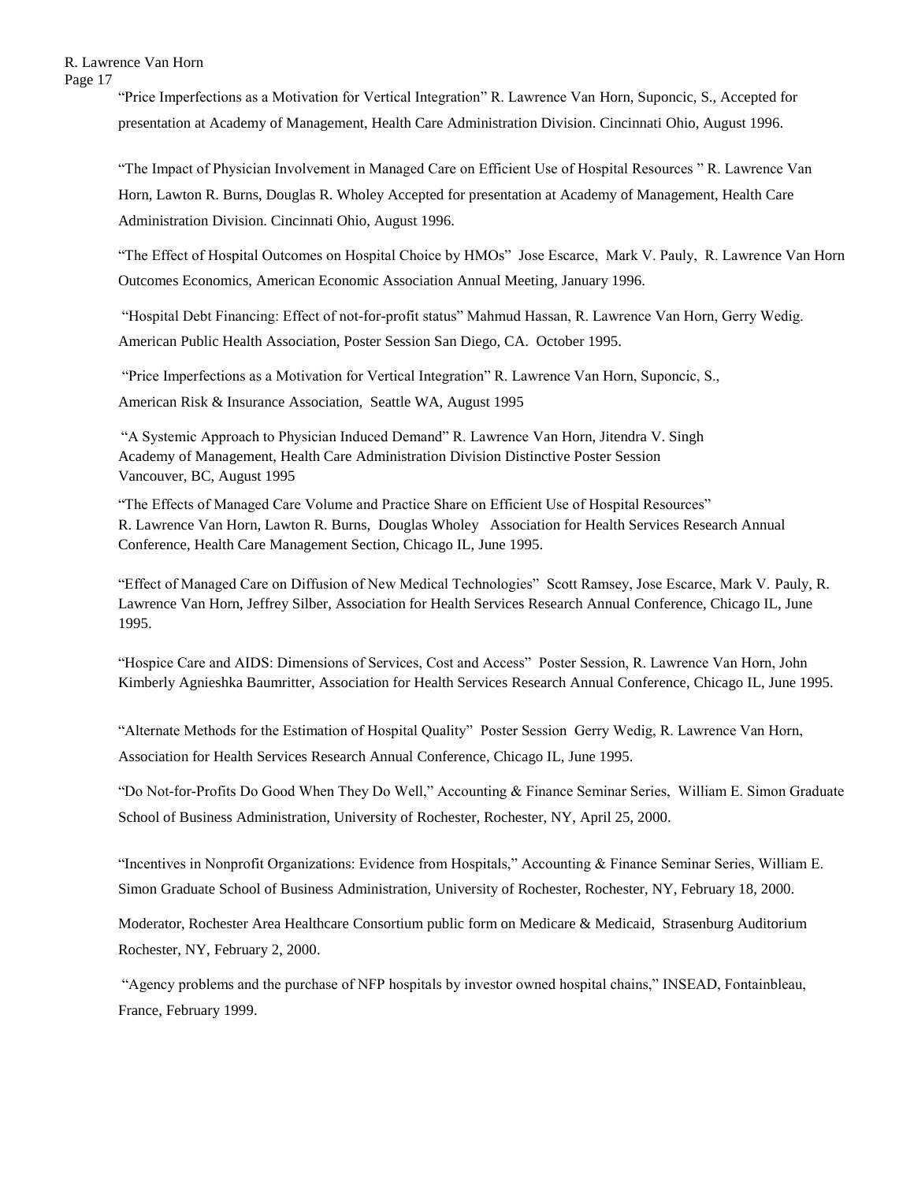"Price Imperfections as a Motivation for Vertical Integration" R. Lawrence Van Horn, Suponcic, S., Accepted for presentation at Academy of Management, Health Care Administration Division. Cincinnati Ohio, August 1996.

"The Impact of Physician Involvement in Managed Care on Efficient Use of Hospital Resources " R. Lawrence Van Horn, Lawton R. Burns, Douglas R. Wholey Accepted for presentation at Academy of Management, Health Care Administration Division. Cincinnati Ohio, August 1996.

"The Effect of Hospital Outcomes on Hospital Choice by HMOs" Jose Escarce, Mark V. Pauly, R. Lawrence Van Horn Outcomes Economics, American Economic Association Annual Meeting, January 1996.

"Hospital Debt Financing: Effect of not-for-profit status" Mahmud Hassan, R. Lawrence Van Horn, Gerry Wedig. American Public Health Association, Poster Session San Diego, CA. October 1995.

"Price Imperfections as a Motivation for Vertical Integration" R. Lawrence Van Horn, Suponcic, S., American Risk & Insurance Association, Seattle WA, August 1995

"A Systemic Approach to Physician Induced Demand" R. Lawrence Van Horn, Jitendra V. Singh Academy of Management, Health Care Administration Division Distinctive Poster Session Vancouver, BC, August 1995

"The Effects of Managed Care Volume and Practice Share on Efficient Use of Hospital Resources" R. Lawrence Van Horn, Lawton R. Burns, Douglas Wholey Association for Health Services Research Annual Conference, Health Care Management Section, Chicago IL, June 1995.

"Effect of Managed Care on Diffusion of New Medical Technologies" Scott Ramsey, Jose Escarce, Mark V. Pauly, R. Lawrence Van Horn, Jeffrey Silber, Association for Health Services Research Annual Conference, Chicago IL, June 1995.

"Hospice Care and AIDS: Dimensions of Services, Cost and Access" Poster Session, R. Lawrence Van Horn, John Kimberly Agnieshka Baumritter, Association for Health Services Research Annual Conference, Chicago IL, June 1995.

"Alternate Methods for the Estimation of Hospital Quality" Poster Session Gerry Wedig, R. Lawrence Van Horn, Association for Health Services Research Annual Conference, Chicago IL, June 1995.

"Do Not-for-Profits Do Good When They Do Well," Accounting & Finance Seminar Series, William E. Simon Graduate School of Business Administration, University of Rochester, Rochester, NY, April 25, 2000.

"Incentives in Nonprofit Organizations: Evidence from Hospitals," Accounting & Finance Seminar Series, William E. Simon Graduate School of Business Administration, University of Rochester, Rochester, NY, February 18, 2000.

Moderator, Rochester Area Healthcare Consortium public form on Medicare & Medicaid, Strasenburg Auditorium Rochester, NY, February 2, 2000.

"Agency problems and the purchase of NFP hospitals by investor owned hospital chains," INSEAD, Fontainbleau, France, February 1999.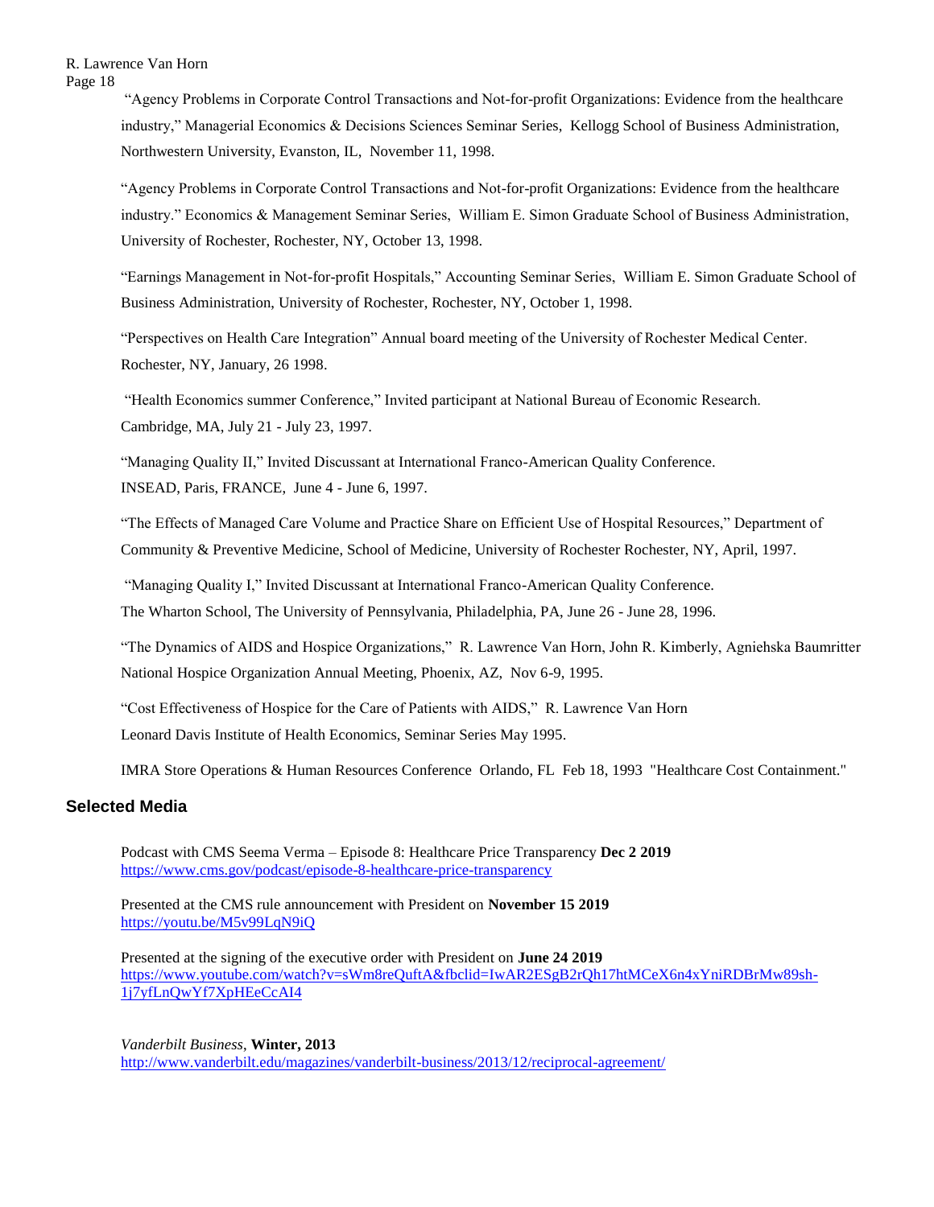"Agency Problems in Corporate Control Transactions and Not-for-profit Organizations: Evidence from the healthcare industry," Managerial Economics & Decisions Sciences Seminar Series, Kellogg School of Business Administration, Northwestern University, Evanston, IL, November 11, 1998.

"Agency Problems in Corporate Control Transactions and Not-for-profit Organizations: Evidence from the healthcare industry." Economics & Management Seminar Series, William E. Simon Graduate School of Business Administration, University of Rochester, Rochester, NY, October 13, 1998.

"Earnings Management in Not-for-profit Hospitals," Accounting Seminar Series, William E. Simon Graduate School of Business Administration, University of Rochester, Rochester, NY, October 1, 1998.

"Perspectives on Health Care Integration" Annual board meeting of the University of Rochester Medical Center. Rochester, NY, January, 26 1998.

"Health Economics summer Conference," Invited participant at National Bureau of Economic Research. Cambridge, MA, July 21 - July 23, 1997.

"Managing Quality II," Invited Discussant at International Franco-American Quality Conference. INSEAD, Paris, FRANCE, June 4 - June 6, 1997.

"The Effects of Managed Care Volume and Practice Share on Efficient Use of Hospital Resources," Department of Community & Preventive Medicine, School of Medicine, University of Rochester Rochester, NY, April, 1997.

"Managing Quality I," Invited Discussant at International Franco-American Quality Conference. The Wharton School, The University of Pennsylvania, Philadelphia, PA, June 26 - June 28, 1996.

"The Dynamics of AIDS and Hospice Organizations," R. Lawrence Van Horn, John R. Kimberly, Agniehska Baumritter National Hospice Organization Annual Meeting, Phoenix, AZ, Nov 6-9, 1995.

"Cost Effectiveness of Hospice for the Care of Patients with AIDS," R. Lawrence Van Horn Leonard Davis Institute of Health Economics, Seminar Series May 1995.

IMRA Store Operations & Human Resources Conference Orlando, FL Feb 18, 1993 "Healthcare Cost Containment."

## Selected Media

Podcast with CMS Seema Verma – Episode 8: Healthcare Price Transparency **Dec 2 2019**
https://www.cms.gov/podcast/episode-8-healthcare-price-transparency

Presented at the CMS rule announcement with President on **November 15 2019**
https://youtu.be/M5v99LqN9iQ

Presented at the signing of the executive order with President on **June 24 2019**
https://www.youtube.com/watch?v=sWm8reQuftA&fbclid=IwAR2ESgB2rQh17htMCeX6n4xYniRDBrMw89sh-1j7yfLnQwYf7XpHEeCcAI4

*Vanderbilt Business*, **Winter, 2013**
http://www.vanderbilt.edu/magazines/vanderbilt-business/2013/12/reciprocal-agreement/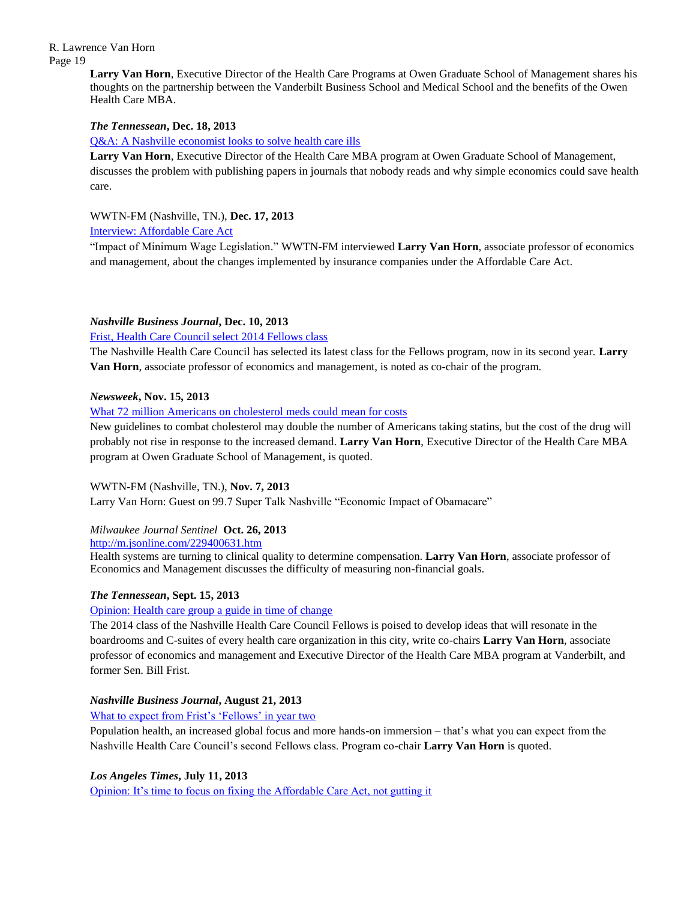**Larry Van Horn**, Executive Director of the Health Care Programs at Owen Graduate School of Management shares his thoughts on the partnership between the Vanderbilt Business School and Medical School and the benefits of the Owen Health Care MBA.

***The Tennessean*, Dec. 18, 2013**

Q&A: A Nashville economist looks to solve health care ills

**Larry Van Horn**, Executive Director of the Health Care MBA program at Owen Graduate School of Management, discusses the problem with publishing papers in journals that nobody reads and why simple economics could save health care.

WWTN-FM (Nashville, TN.), **Dec. 17, 2013**

Interview: Affordable Care Act

"Impact of Minimum Wage Legislation." WWTN-FM interviewed **Larry Van Horn**, associate professor of economics and management, about the changes implemented by insurance companies under the Affordable Care Act.

***Nashville Business Journal*, Dec. 10, 2013**

Frist, Health Care Council select 2014 Fellows class

The Nashville Health Care Council has selected its latest class for the Fellows program, now in its second year. **Larry Van Horn**, associate professor of economics and management, is noted as co-chair of the program.

***Newsweek*, Nov. 15, 2013**

What 72 million Americans on cholesterol meds could mean for costs

New guidelines to combat cholesterol may double the number of Americans taking statins, but the cost of the drug will probably not rise in response to the increased demand. **Larry Van Horn**, Executive Director of the Health Care MBA program at Owen Graduate School of Management, is quoted.

WWTN-FM (Nashville, TN.), **Nov. 7, 2013**

Larry Van Horn: Guest on 99.7 Super Talk Nashville "Economic Impact of Obamacare"

*Milwaukee Journal Sentinel* **Oct. 26, 2013**

http://m.jsonline.com/229400631.htm

Health systems are turning to clinical quality to determine compensation. **Larry Van Horn**, associate professor of Economics and Management discusses the difficulty of measuring non-financial goals.

***The Tennessean*, Sept. 15, 2013**

Opinion: Health care group a guide in time of change

The 2014 class of the Nashville Health Care Council Fellows is poised to develop ideas that will resonate in the boardrooms and C-suites of every health care organization in this city, write co-chairs **Larry Van Horn**, associate professor of economics and management and Executive Director of the Health Care MBA program at Vanderbilt, and former Sen. Bill Frist.

***Nashville Business Journal*, August 21, 2013**

What to expect from Frist's 'Fellows' in year two

Population health, an increased global focus and more hands-on immersion – that's what you can expect from the Nashville Health Care Council's second Fellows class. Program co-chair **Larry Van Horn** is quoted.

***Los Angeles Times*, July 11, 2013**

Opinion: It's time to focus on fixing the Affordable Care Act, not gutting it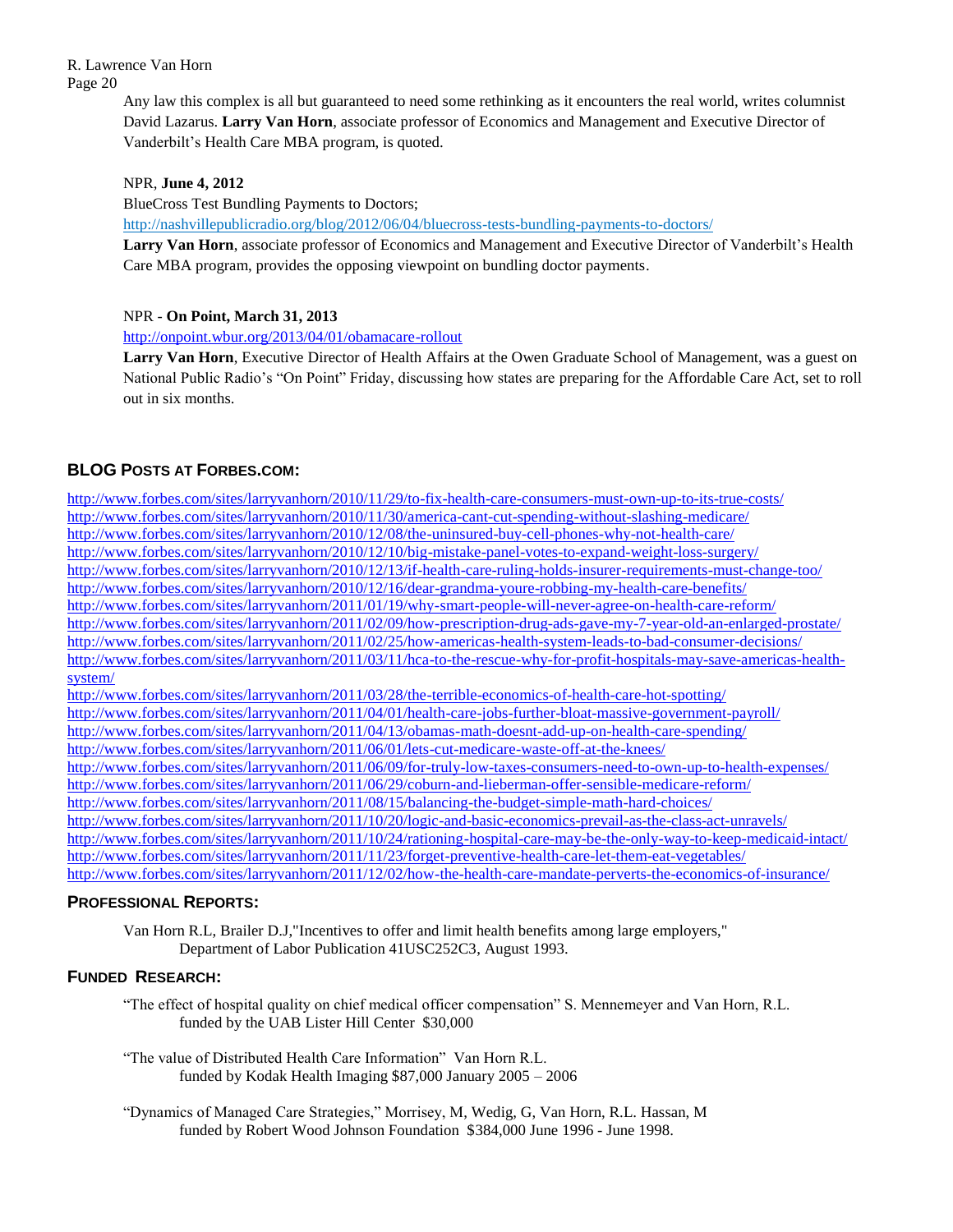Any law this complex is all but guaranteed to need some rethinking as it encounters the real world, writes columnist David Lazarus. **Larry Van Horn**, associate professor of Economics and Management and Executive Director of Vanderbilt's Health Care MBA program, is quoted.

NPR, **June 4, 2012**
BlueCross Test Bundling Payments to Doctors;
http://nashvillepublicradio.org/blog/2012/06/04/bluecross-tests-bundling-payments-to-doctors/
**Larry Van Horn**, associate professor of Economics and Management and Executive Director of Vanderbilt's Health Care MBA program, provides the opposing viewpoint on bundling doctor payments.

NPR - **On Point, March 31, 2013**
http://onpoint.wbur.org/2013/04/01/obamacare-rollout
**Larry Van Horn**, Executive Director of Health Affairs at the Owen Graduate School of Management, was a guest on National Public Radio's "On Point" Friday, discussing how states are preparing for the Affordable Care Act, set to roll out in six months.

## BLOG POSTS AT FORBES.COM:

http://www.forbes.com/sites/larryvanhorn/2010/11/29/to-fix-health-care-consumers-must-own-up-to-its-true-costs/
http://www.forbes.com/sites/larryvanhorn/2010/11/30/america-cant-cut-spending-without-slashing-medicare/
http://www.forbes.com/sites/larryvanhorn/2010/12/08/the-uninsured-buy-cell-phones-why-not-health-care/
http://www.forbes.com/sites/larryvanhorn/2010/12/10/big-mistake-panel-votes-to-expand-weight-loss-surgery/
http://www.forbes.com/sites/larryvanhorn/2010/12/13/if-health-care-ruling-holds-insurer-requirements-must-change-too/
http://www.forbes.com/sites/larryvanhorn/2010/12/16/dear-grandma-youre-robbing-my-health-care-benefits/
http://www.forbes.com/sites/larryvanhorn/2011/01/19/why-smart-people-will-never-agree-on-health-care-reform/
http://www.forbes.com/sites/larryvanhorn/2011/02/09/how-prescription-drug-ads-gave-my-7-year-old-an-enlarged-prostate/
http://www.forbes.com/sites/larryvanhorn/2011/02/25/how-americas-health-system-leads-to-bad-consumer-decisions/
http://www.forbes.com/sites/larryvanhorn/2011/03/11/hca-to-the-rescue-why-for-profit-hospitals-may-save-americas-health-system/
http://www.forbes.com/sites/larryvanhorn/2011/03/28/the-terrible-economics-of-health-care-hot-spotting/
http://www.forbes.com/sites/larryvanhorn/2011/04/01/health-care-jobs-further-bloat-massive-government-payroll/
http://www.forbes.com/sites/larryvanhorn/2011/04/13/obamas-math-doesnt-add-up-on-health-care-spending/
http://www.forbes.com/sites/larryvanhorn/2011/06/01/lets-cut-medicare-waste-off-at-the-knees/
http://www.forbes.com/sites/larryvanhorn/2011/06/09/for-truly-low-taxes-consumers-need-to-own-up-to-health-expenses/
http://www.forbes.com/sites/larryvanhorn/2011/06/29/coburn-and-lieberman-offer-sensible-medicare-reform/
http://www.forbes.com/sites/larryvanhorn/2011/08/15/balancing-the-budget-simple-math-hard-choices/
http://www.forbes.com/sites/larryvanhorn/2011/10/20/logic-and-basic-economics-prevail-as-the-class-act-unravels/
http://www.forbes.com/sites/larryvanhorn/2011/10/24/rationing-hospital-care-may-be-the-only-way-to-keep-medicaid-intact/
http://www.forbes.com/sites/larryvanhorn/2011/11/23/forget-preventive-health-care-let-them-eat-vegetables/
http://www.forbes.com/sites/larryvanhorn/2011/12/02/how-the-health-care-mandate-perverts-the-economics-of-insurance/

## PROFESSIONAL REPORTS:

Van Horn R.L, Brailer D.J,"Incentives to offer and limit health benefits among large employers," Department of Labor Publication 41USC252C3, August 1993.

## FUNDED RESEARCH:

"The effect of hospital quality on chief medical officer compensation" S. Mennemeyer and Van Horn, R.L. funded by the UAB Lister Hill Center $30,000

"The value of Distributed Health Care Information" Van Horn R.L. funded by Kodak Health Imaging $87,000 January 2005 – 2006

"Dynamics of Managed Care Strategies," Morrisey, M, Wedig, G, Van Horn, R.L. Hassan, M funded by Robert Wood Johnson Foundation $384,000 June 1996 - June 1998.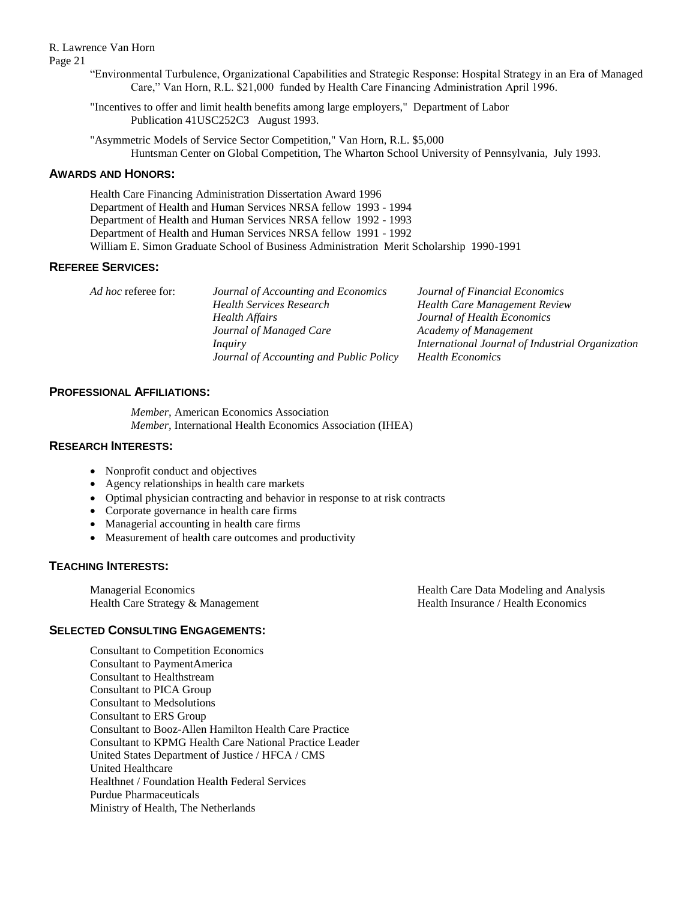"Environmental Turbulence, Organizational Capabilities and Strategic Response: Hospital Strategy in an Era of Managed Care," Van Horn, R.L. $21,000 funded by Health Care Financing Administration April 1996.

"Incentives to offer and limit health benefits among large employers," Department of Labor Publication 41USC252C3 August 1993.

"Asymmetric Models of Service Sector Competition," Van Horn, R.L. $5,000 Huntsman Center on Global Competition, The Wharton School University of Pennsylvania, July 1993.

## AWARDS AND HONORS:

Health Care Financing Administration Dissertation Award 1996
Department of Health and Human Services NRSA fellow 1993 - 1994
Department of Health and Human Services NRSA fellow 1992 - 1993
Department of Health and Human Services NRSA fellow 1991 - 1992
William E. Simon Graduate School of Business Administration Merit Scholarship 1990-1991

## REFEREE SERVICES:

*Ad hoc* referee for:

- *Journal of Accounting and Economics*
- *Health Services Research*
- *Health Affairs*
- *Journal of Managed Care*
- *Inquiry*
- *Journal of Accounting and Public Policy*
- *Journal of Financial Economics*
- *Health Care Management Review*
- *Journal of Health Economics*
- *Academy of Management*
- *International Journal of Industrial Organization*
- *Health Economics*

## PROFESSIONAL AFFILIATIONS:

*Member*, American Economics Association
*Member*, International Health Economics Association (IHEA)

## RESEARCH INTERESTS:

- Nonprofit conduct and objectives
- Agency relationships in health care markets
- Optimal physician contracting and behavior in response to at risk contracts
- Corporate governance in health care firms
- Managerial accounting in health care firms
- Measurement of health care outcomes and productivity

## TEACHING INTERESTS:

Managerial Economics
Health Care Strategy & Management
Health Care Data Modeling and Analysis
Health Insurance / Health Economics

## SELECTED CONSULTING ENGAGEMENTS:

Consultant to Competition Economics
Consultant to PaymentAmerica
Consultant to Healthstream
Consultant to PICA Group
Consultant to Medsolutions
Consultant to ERS Group
Consultant to Booz-Allen Hamilton Health Care Practice
Consultant to KPMG Health Care National Practice Leader
United States Department of Justice / HFCA / CMS
United Healthcare
Healthnet / Foundation Health Federal Services
Purdue Pharmaceuticals
Ministry of Health, The Netherlands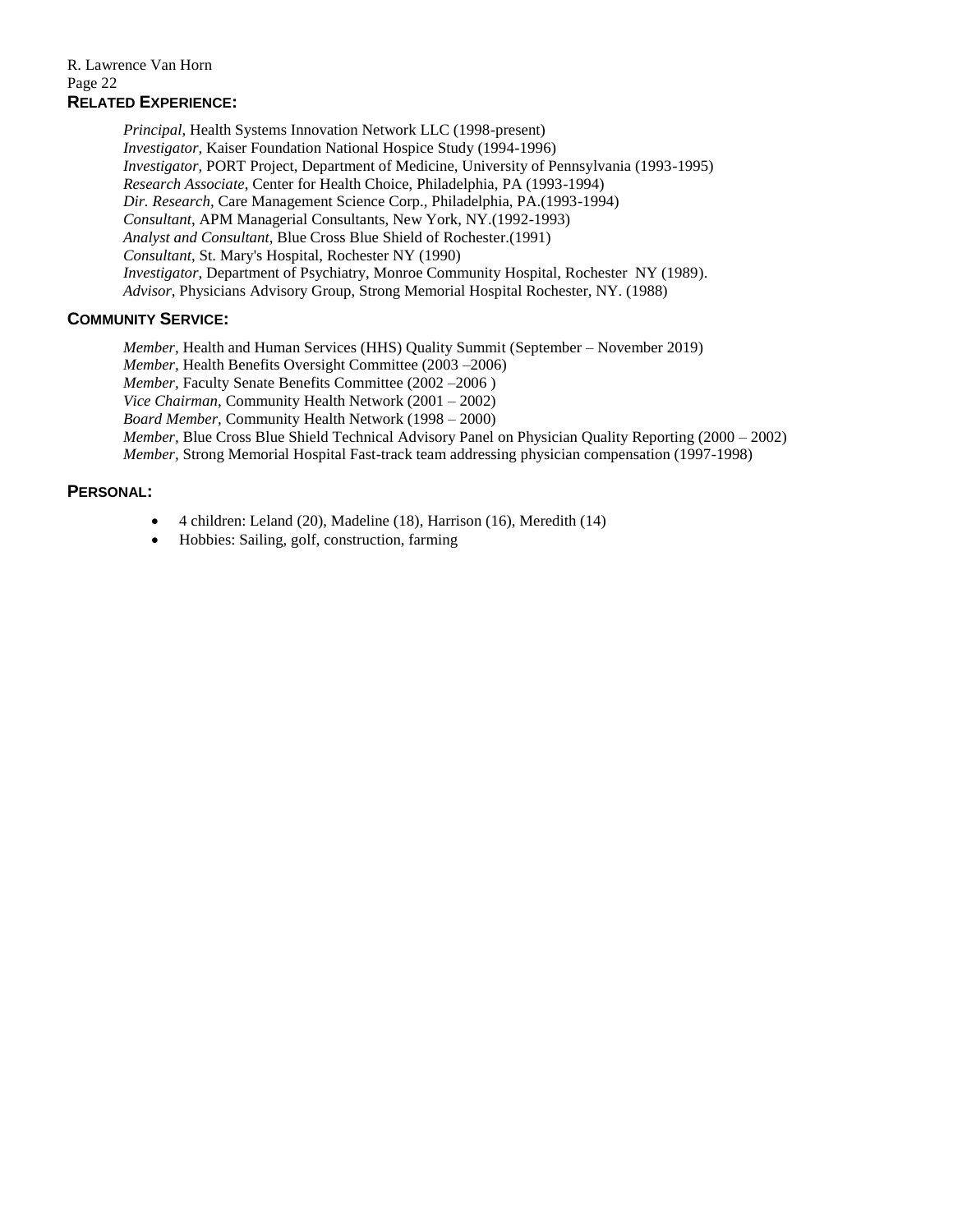## RELATED EXPERIENCE:

*Principal*, Health Systems Innovation Network LLC (1998-present)
*Investigator,* Kaiser Foundation National Hospice Study (1994-1996)
*Investigator,* PORT Project, Department of Medicine, University of Pennsylvania (1993-1995)
*Research Associate*, Center for Health Choice, Philadelphia, PA (1993-1994)
*Dir. Research*, Care Management Science Corp., Philadelphia, PA.(1993-1994)
*Consultant*, APM Managerial Consultants, New York, NY.(1992-1993)
*Analyst and Consultant*, Blue Cross Blue Shield of Rochester.(1991)
*Consultant*, St. Mary's Hospital, Rochester NY (1990)
*Investigator*, Department of Psychiatry, Monroe Community Hospital, Rochester NY (1989).
*Advisor*, Physicians Advisory Group, Strong Memorial Hospital Rochester, NY. (1988)

## COMMUNITY SERVICE:

*Member,* Health and Human Services (HHS) Quality Summit (September – November 2019)
*Member,* Health Benefits Oversight Committee (2003 –2006)
*Member*, Faculty Senate Benefits Committee (2002 –2006 )
*Vice Chairman*, Community Health Network (2001 – 2002)
*Board Member*, Community Health Network (1998 – 2000)
*Member,* Blue Cross Blue Shield Technical Advisory Panel on Physician Quality Reporting (2000 – 2002)
*Member,* Strong Memorial Hospital Fast-track team addressing physician compensation (1997-1998)

## PERSONAL:

- 4 children: Leland (20), Madeline (18), Harrison (16), Meredith (14)
- Hobbies: Sailing, golf, construction, farming